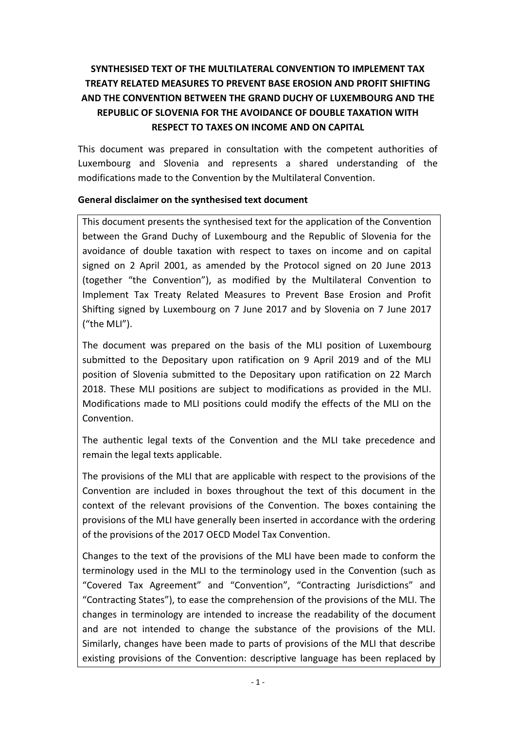# SYNTHESISED TEXT OF THE MULTILATERAL CONVENTION TO IMPLEMENT TAX TREATY RELATED MEASURES TO PREVENT BASE EROSION AND PROFIT SHIFTING AND THE CONVENTION BETWEEN THE GRAND DUCHY OF LUXEMBOURG AND THE REPUBLIC OF SLOVENIA FOR THE AVOIDANCE OF DOUBLE TAXATION WITH RESPECT TO TAXES ON INCOME AND ON CAPITAL

This document was prepared in consultation with the competent authorities of Luxembourg and Slovenia and represents a shared understanding of the modifications made to the Convention by the Multilateral Convention.

**General disclaimer on the synthesised text document**

This document presents the synthesised text for the application of the Convention between the Grand Duchy of Luxembourg and the Republic of Slovenia for the avoidance of double taxation with respect to taxes on income and on capital signed on 2 April 2001, as amended by the Protocol signed on 20 June 2013 (together "the Convention"), as modified by the Multilateral Convention to Implement Tax Treaty Related Measures to Prevent Base Erosion and Profit Shifting signed by Luxembourg on 7 June 2017 and by Slovenia on 7 June 2017 ("the MLI").

The document was prepared on the basis of the MLI position of Luxembourg submitted to the Depositary upon ratification on 9 April 2019 and of the MLI position of Slovenia submitted to the Depositary upon ratification on 22 March 2018. These MLI positions are subject to modifications as provided in the MLI. Modifications made to MLI positions could modify the effects of the MLI on the Convention.

The authentic legal texts of the Convention and the MLI take precedence and remain the legal texts applicable.

The provisions of the MLI that are applicable with respect to the provisions of the Convention are included in boxes throughout the text of this document in the context of the relevant provisions of the Convention. The boxes containing the provisions of the MLI have generally been inserted in accordance with the ordering of the provisions of the 2017 OECD Model Tax Convention.

Changes to the text of the provisions of the MLI have been made to conform the terminology used in the MLI to the terminology used in the Convention (such as "Covered Tax Agreement" and "Convention", "Contracting Jurisdictions" and "Contracting States"), to ease the comprehension of the provisions of the MLI. The changes in terminology are intended to increase the readability of the document and are not intended to change the substance of the provisions of the MLI. Similarly, changes have been made to parts of provisions of the MLI that describe existing provisions of the Convention: descriptive language has been replaced by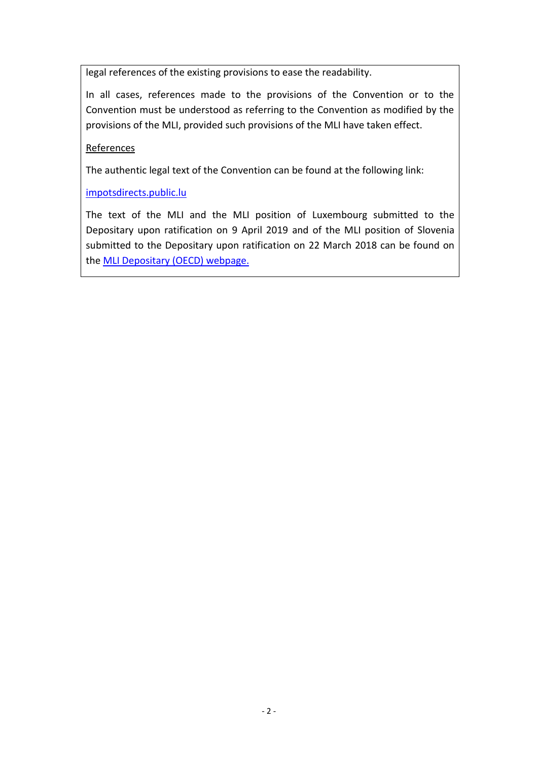legal references of the existing provisions to ease the readability.

In all cases, references made to the provisions of the Convention or to the Convention must be understood as referring to the Convention as modified by the provisions of the MLI, provided such provisions of the MLI have taken effect.

References

The authentic legal text of the Convention can be found at the following link:

impotsdirects.public.lu

The text of the MLI and the MLI position of Luxembourg submitted to the Depositary upon ratification on 9 April 2019 and of the MLI position of Slovenia submitted to the Depositary upon ratification on 22 March 2018 can be found on the MLI Depositary (OECD) webpage.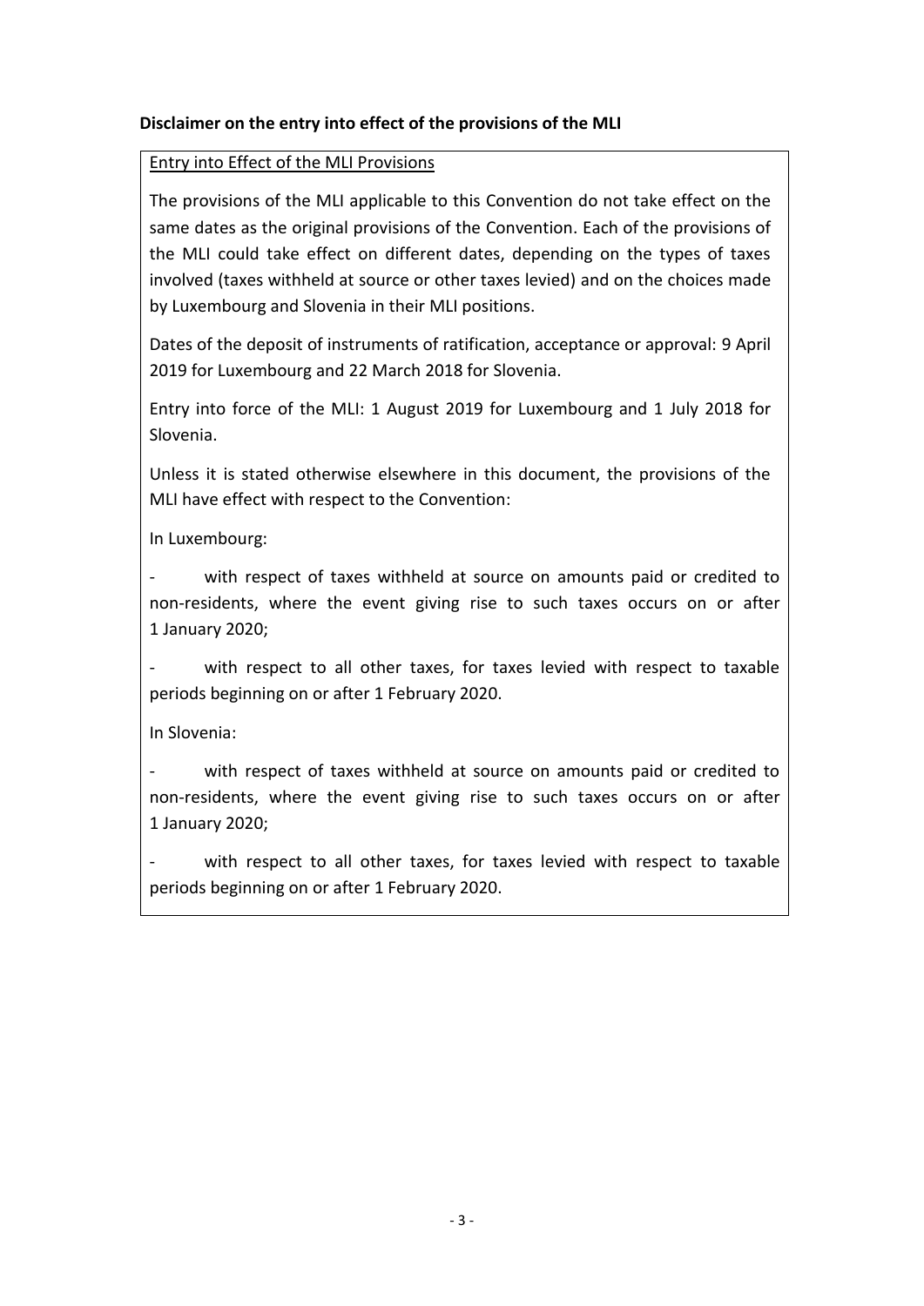**Disclaimer on the entry into effect of the provisions of the MLI**

Entry into Effect of the MLI Provisions

The provisions of the MLI applicable to this Convention do not take effect on the same dates as the original provisions of the Convention. Each of the provisions of the MLI could take effect on different dates, depending on the types of taxes involved (taxes withheld at source or other taxes levied) and on the choices made by Luxembourg and Slovenia in their MLI positions.

Dates of the deposit of instruments of ratification, acceptance or approval: 9 April 2019 for Luxembourg and 22 March 2018 for Slovenia.

Entry into force of the MLI: 1 August 2019 for Luxembourg and 1 July 2018 for Slovenia.

Unless it is stated otherwise elsewhere in this document, the provisions of the MLI have effect with respect to the Convention:

In Luxembourg:

- with respect of taxes withheld at source on amounts paid or credited to non-residents, where the event giving rise to such taxes occurs on or after 1 January 2020;
- with respect to all other taxes, for taxes levied with respect to taxable periods beginning on or after 1 February 2020.

In Slovenia:

- with respect of taxes withheld at source on amounts paid or credited to non-residents, where the event giving rise to such taxes occurs on or after 1 January 2020;
- with respect to all other taxes, for taxes levied with respect to taxable periods beginning on or after 1 February 2020.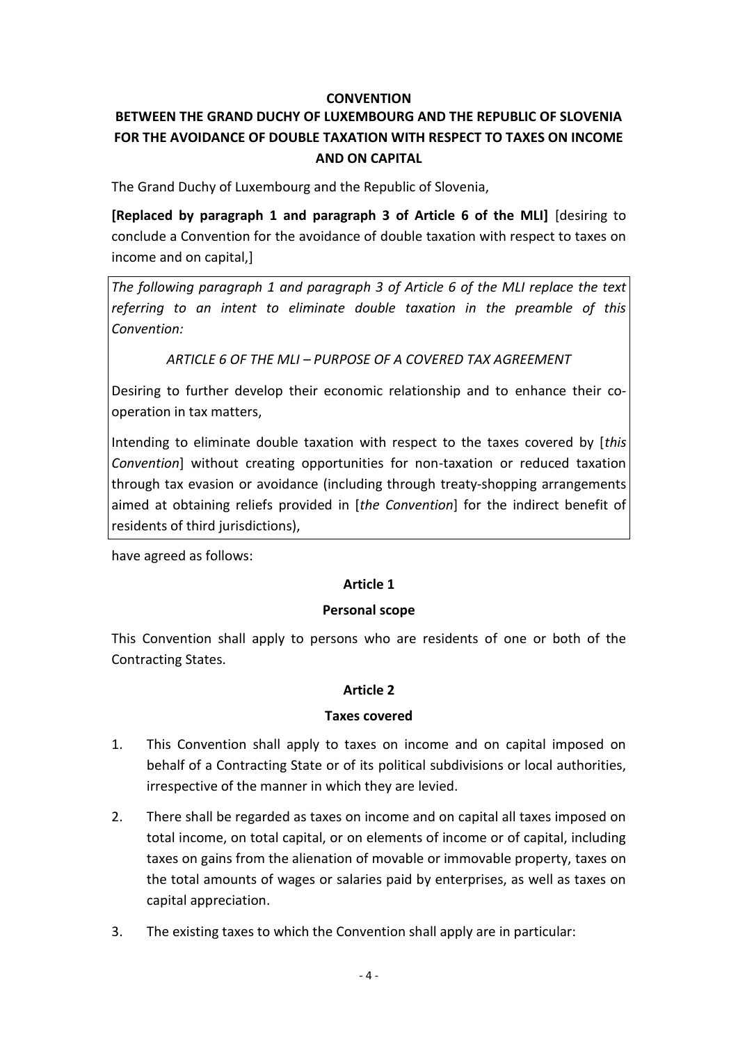**CONVENTION**

**BETWEEN THE GRAND DUCHY OF LUXEMBOURG AND THE REPUBLIC OF SLOVENIA FOR THE AVOIDANCE OF DOUBLE TAXATION WITH RESPECT TO TAXES ON INCOME AND ON CAPITAL**

The Grand Duchy of Luxembourg and the Republic of Slovenia,

**[Replaced by paragraph 1 and paragraph 3 of Article 6 of the MLI]** [desiring to conclude a Convention for the avoidance of double taxation with respect to taxes on income and on capital,]

*The following paragraph 1 and paragraph 3 of Article 6 of the MLI replace the text referring to an intent to eliminate double taxation in the preamble of this Convention:*

*ARTICLE 6 OF THE MLI – PURPOSE OF A COVERED TAX AGREEMENT*

Desiring to further develop their economic relationship and to enhance their co-operation in tax matters,

Intending to eliminate double taxation with respect to the taxes covered by [*this Convention*] without creating opportunities for non-taxation or reduced taxation through tax evasion or avoidance (including through treaty-shopping arrangements aimed at obtaining reliefs provided in [*the Convention*] for the indirect benefit of residents of third jurisdictions),

have agreed as follows:

**Article 1**

**Personal scope**

This Convention shall apply to persons who are residents of one or both of the Contracting States.

**Article 2**

**Taxes covered**

1. This Convention shall apply to taxes on income and on capital imposed on behalf of a Contracting State or of its political subdivisions or local authorities, irrespective of the manner in which they are levied.

2. There shall be regarded as taxes on income and on capital all taxes imposed on total income, on total capital, or on elements of income or of capital, including taxes on gains from the alienation of movable or immovable property, taxes on the total amounts of wages or salaries paid by enterprises, as well as taxes on capital appreciation.

3. The existing taxes to which the Convention shall apply are in particular: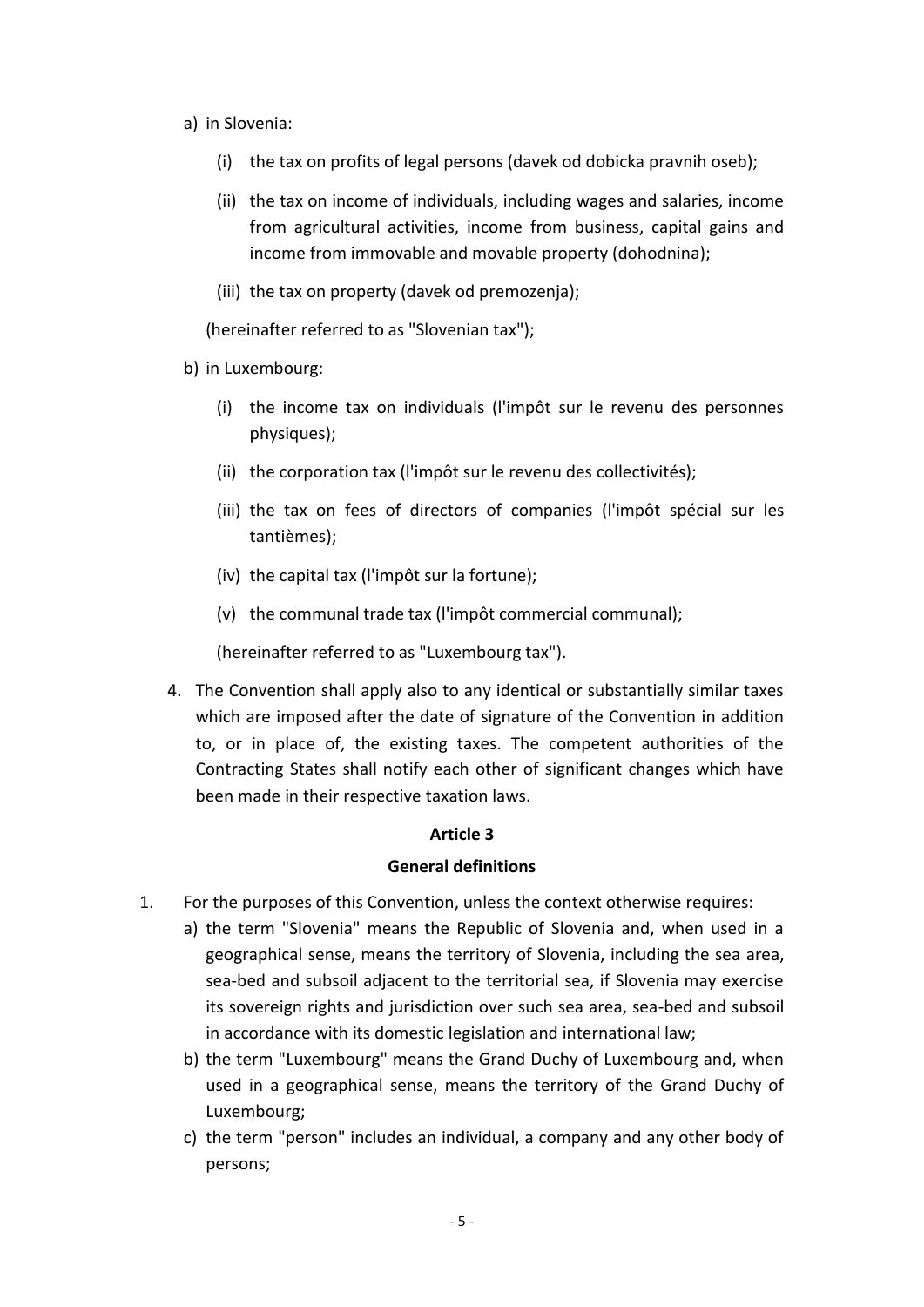a) in Slovenia:

   (i) the tax on profits of legal persons (davek od dobicka pravnih oseb);

   (ii) the tax on income of individuals, including wages and salaries, income from agricultural activities, income from business, capital gains and income from immovable and movable property (dohodnina);

   (iii) the tax on property (davek od premozenja);

   (hereinafter referred to as "Slovenian tax");

b) in Luxembourg:

   (i) the income tax on individuals (l'impôt sur le revenu des personnes physiques);

   (ii) the corporation tax (l'impôt sur le revenu des collectivités);

   (iii) the tax on fees of directors of companies (l'impôt spécial sur les tantièmes);

   (iv) the capital tax (l'impôt sur la fortune);

   (v) the communal trade tax (l'impôt commercial communal);

   (hereinafter referred to as "Luxembourg tax").

4. The Convention shall apply also to any identical or substantially similar taxes which are imposed after the date of signature of the Convention in addition to, or in place of, the existing taxes. The competent authorities of the Contracting States shall notify each other of significant changes which have been made in their respective taxation laws.

**Article 3**

**General definitions**

1. For the purposes of this Convention, unless the context otherwise requires:
   a) the term "Slovenia" means the Republic of Slovenia and, when used in a geographical sense, means the territory of Slovenia, including the sea area, sea-bed and subsoil adjacent to the territorial sea, if Slovenia may exercise its sovereign rights and jurisdiction over such sea area, sea-bed and subsoil in accordance with its domestic legislation and international law;
   b) the term "Luxembourg" means the Grand Duchy of Luxembourg and, when used in a geographical sense, means the territory of the Grand Duchy of Luxembourg;
   c) the term "person" includes an individual, a company and any other body of persons;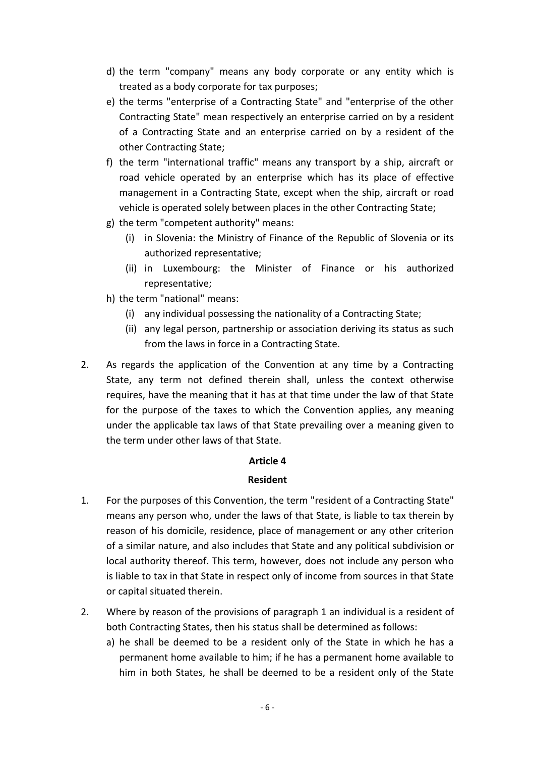d) the term "company" means any body corporate or any entity which is treated as a body corporate for tax purposes;

e) the terms "enterprise of a Contracting State" and "enterprise of the other Contracting State" mean respectively an enterprise carried on by a resident of a Contracting State and an enterprise carried on by a resident of the other Contracting State;

f) the term "international traffic" means any transport by a ship, aircraft or road vehicle operated by an enterprise which has its place of effective management in a Contracting State, except when the ship, aircraft or road vehicle is operated solely between places in the other Contracting State;

g) the term "competent authority" means:

   (i) in Slovenia: the Ministry of Finance of the Republic of Slovenia or its authorized representative;

   (ii) in Luxembourg: the Minister of Finance or his authorized representative;

h) the term "national" means:

   (i) any individual possessing the nationality of a Contracting State;

   (ii) any legal person, partnership or association deriving its status as such from the laws in force in a Contracting State.

2. As regards the application of the Convention at any time by a Contracting State, any term not defined therein shall, unless the context otherwise requires, have the meaning that it has at that time under the law of that State for the purpose of the taxes to which the Convention applies, any meaning under the applicable tax laws of that State prevailing over a meaning given to the term under other laws of that State.

## Article 4

## Resident

1. For the purposes of this Convention, the term "resident of a Contracting State" means any person who, under the laws of that State, is liable to tax therein by reason of his domicile, residence, place of management or any other criterion of a similar nature, and also includes that State and any political subdivision or local authority thereof. This term, however, does not include any person who is liable to tax in that State in respect only of income from sources in that State or capital situated therein.

2. Where by reason of the provisions of paragraph 1 an individual is a resident of both Contracting States, then his status shall be determined as follows:

   a) he shall be deemed to be a resident only of the State in which he has a permanent home available to him; if he has a permanent home available to him in both States, he shall be deemed to be a resident only of the State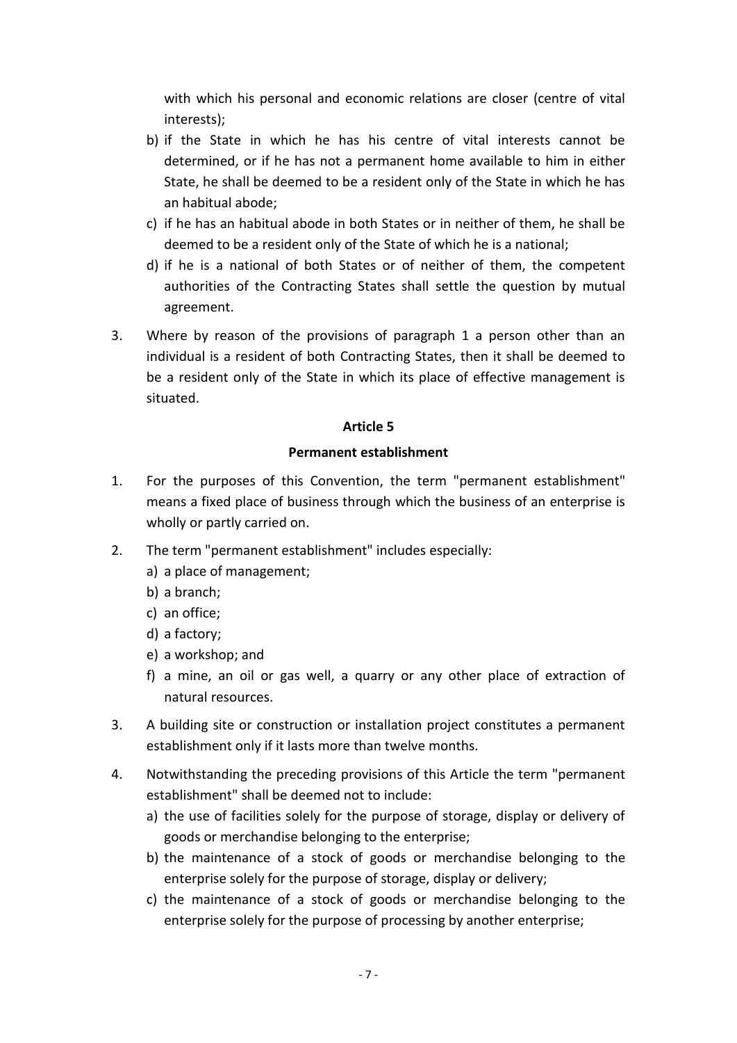with which his personal and economic relations are closer (centre of vital interests);

b) if the State in which he has his centre of vital interests cannot be determined, or if he has not a permanent home available to him in either State, he shall be deemed to be a resident only of the State in which he has an habitual abode;

c) if he has an habitual abode in both States or in neither of them, he shall be deemed to be a resident only of the State of which he is a national;

d) if he is a national of both States or of neither of them, the competent authorities of the Contracting States shall settle the question by mutual agreement.

3. Where by reason of the provisions of paragraph 1 a person other than an individual is a resident of both Contracting States, then it shall be deemed to be a resident only of the State in which its place of effective management is situated.

**Article 5**

**Permanent establishment**

1. For the purposes of this Convention, the term "permanent establishment" means a fixed place of business through which the business of an enterprise is wholly or partly carried on.

2. The term "permanent establishment" includes especially:
   a) a place of management;
   b) a branch;
   c) an office;
   d) a factory;
   e) a workshop; and
   f) a mine, an oil or gas well, a quarry or any other place of extraction of natural resources.

3. A building site or construction or installation project constitutes a permanent establishment only if it lasts more than twelve months.

4. Notwithstanding the preceding provisions of this Article the term "permanent establishment" shall be deemed not to include:
   a) the use of facilities solely for the purpose of storage, display or delivery of goods or merchandise belonging to the enterprise;
   b) the maintenance of a stock of goods or merchandise belonging to the enterprise solely for the purpose of storage, display or delivery;
   c) the maintenance of a stock of goods or merchandise belonging to the enterprise solely for the purpose of processing by another enterprise;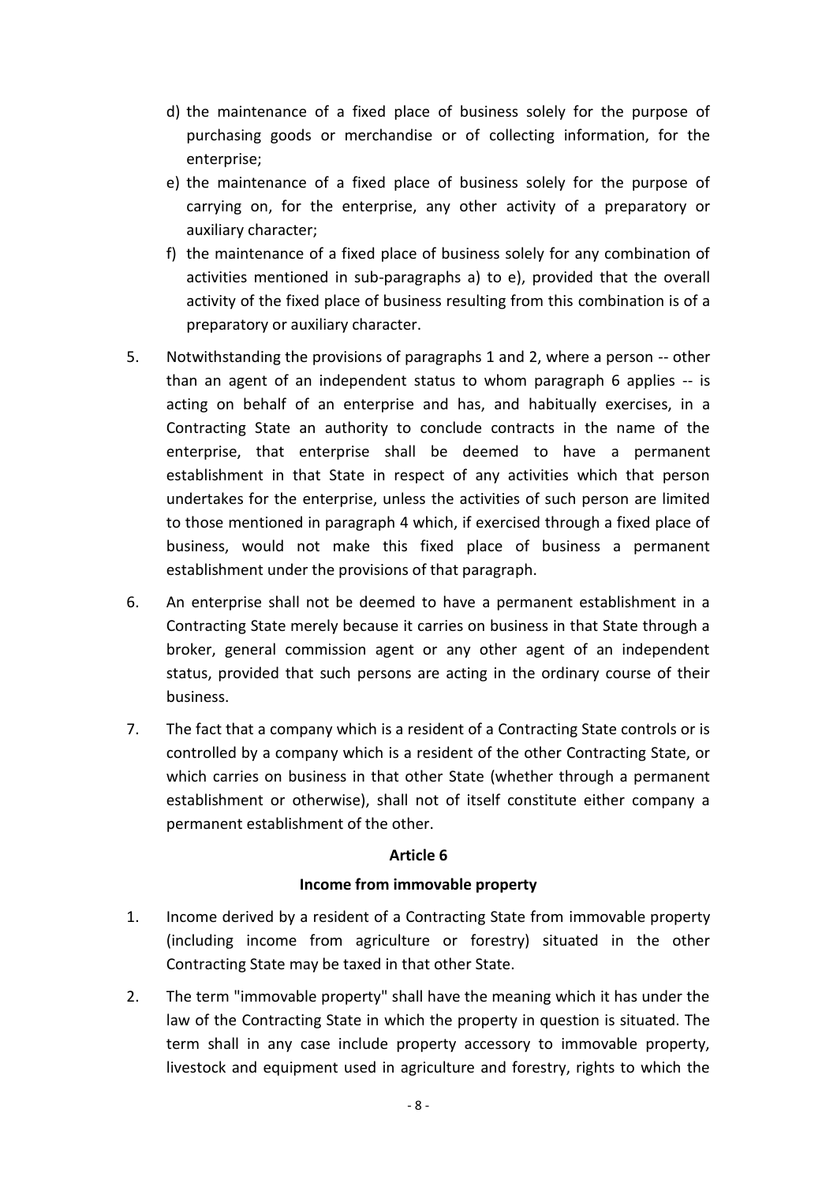d) the maintenance of a fixed place of business solely for the purpose of purchasing goods or merchandise or of collecting information, for the enterprise;

e) the maintenance of a fixed place of business solely for the purpose of carrying on, for the enterprise, any other activity of a preparatory or auxiliary character;

f) the maintenance of a fixed place of business solely for any combination of activities mentioned in sub-paragraphs a) to e), provided that the overall activity of the fixed place of business resulting from this combination is of a preparatory or auxiliary character.

5. Notwithstanding the provisions of paragraphs 1 and 2, where a person -- other than an agent of an independent status to whom paragraph 6 applies -- is acting on behalf of an enterprise and has, and habitually exercises, in a Contracting State an authority to conclude contracts in the name of the enterprise, that enterprise shall be deemed to have a permanent establishment in that State in respect of any activities which that person undertakes for the enterprise, unless the activities of such person are limited to those mentioned in paragraph 4 which, if exercised through a fixed place of business, would not make this fixed place of business a permanent establishment under the provisions of that paragraph.

6. An enterprise shall not be deemed to have a permanent establishment in a Contracting State merely because it carries on business in that State through a broker, general commission agent or any other agent of an independent status, provided that such persons are acting in the ordinary course of their business.

7. The fact that a company which is a resident of a Contracting State controls or is controlled by a company which is a resident of the other Contracting State, or which carries on business in that other State (whether through a permanent establishment or otherwise), shall not of itself constitute either company a permanent establishment of the other.

## Article 6

### Income from immovable property

1. Income derived by a resident of a Contracting State from immovable property (including income from agriculture or forestry) situated in the other Contracting State may be taxed in that other State.

2. The term "immovable property" shall have the meaning which it has under the law of the Contracting State in which the property in question is situated. The term shall in any case include property accessory to immovable property, livestock and equipment used in agriculture and forestry, rights to which the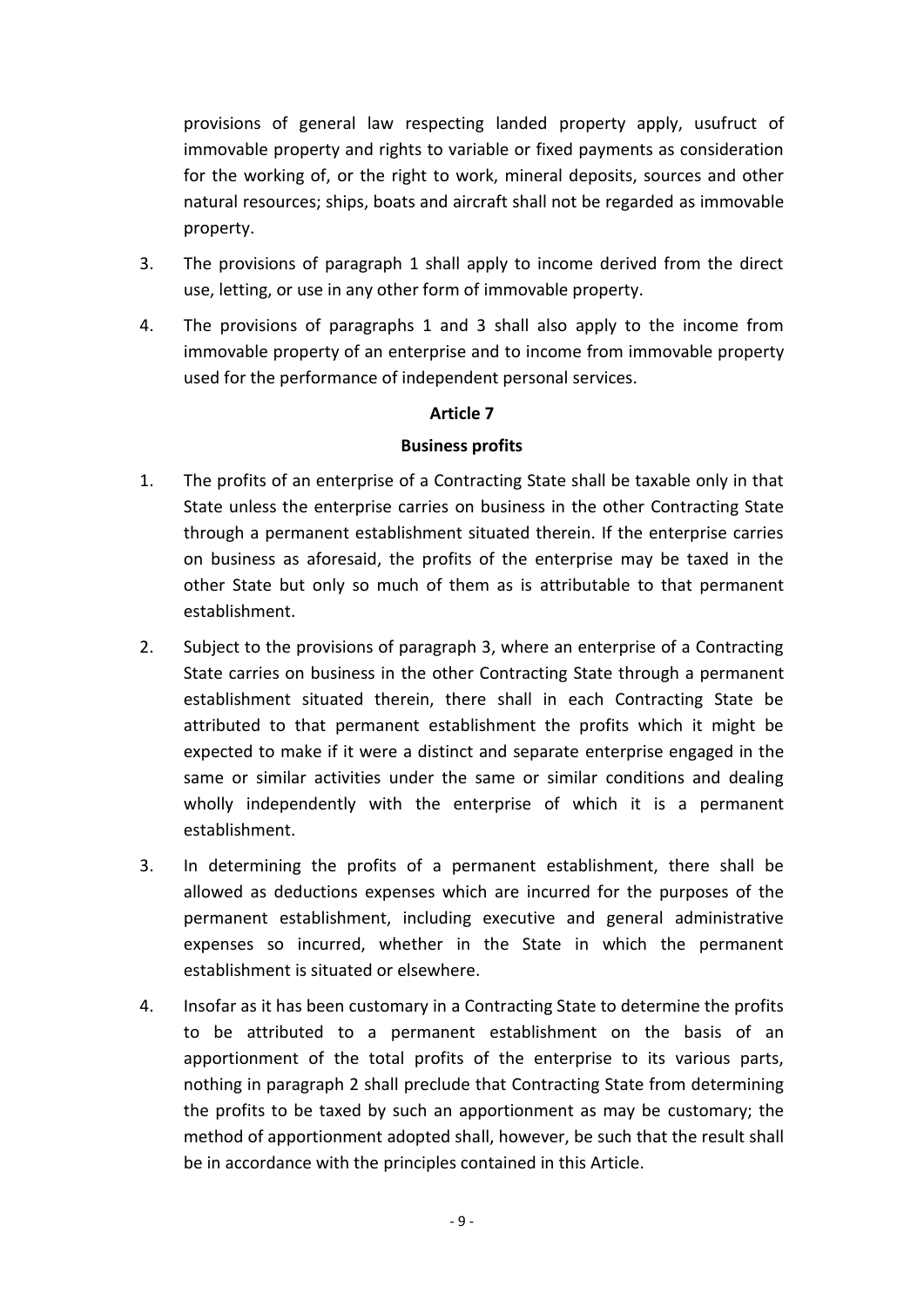provisions of general law respecting landed property apply, usufruct of immovable property and rights to variable or fixed payments as consideration for the working of, or the right to work, mineral deposits, sources and other natural resources; ships, boats and aircraft shall not be regarded as immovable property.

3. The provisions of paragraph 1 shall apply to income derived from the direct use, letting, or use in any other form of immovable property.

4. The provisions of paragraphs 1 and 3 shall also apply to the income from immovable property of an enterprise and to income from immovable property used for the performance of independent personal services.

### Article 7

### Business profits

1. The profits of an enterprise of a Contracting State shall be taxable only in that State unless the enterprise carries on business in the other Contracting State through a permanent establishment situated therein. If the enterprise carries on business as aforesaid, the profits of the enterprise may be taxed in the other State but only so much of them as is attributable to that permanent establishment.

2. Subject to the provisions of paragraph 3, where an enterprise of a Contracting State carries on business in the other Contracting State through a permanent establishment situated therein, there shall in each Contracting State be attributed to that permanent establishment the profits which it might be expected to make if it were a distinct and separate enterprise engaged in the same or similar activities under the same or similar conditions and dealing wholly independently with the enterprise of which it is a permanent establishment.

3. In determining the profits of a permanent establishment, there shall be allowed as deductions expenses which are incurred for the purposes of the permanent establishment, including executive and general administrative expenses so incurred, whether in the State in which the permanent establishment is situated or elsewhere.

4. Insofar as it has been customary in a Contracting State to determine the profits to be attributed to a permanent establishment on the basis of an apportionment of the total profits of the enterprise to its various parts, nothing in paragraph 2 shall preclude that Contracting State from determining the profits to be taxed by such an apportionment as may be customary; the method of apportionment adopted shall, however, be such that the result shall be in accordance with the principles contained in this Article.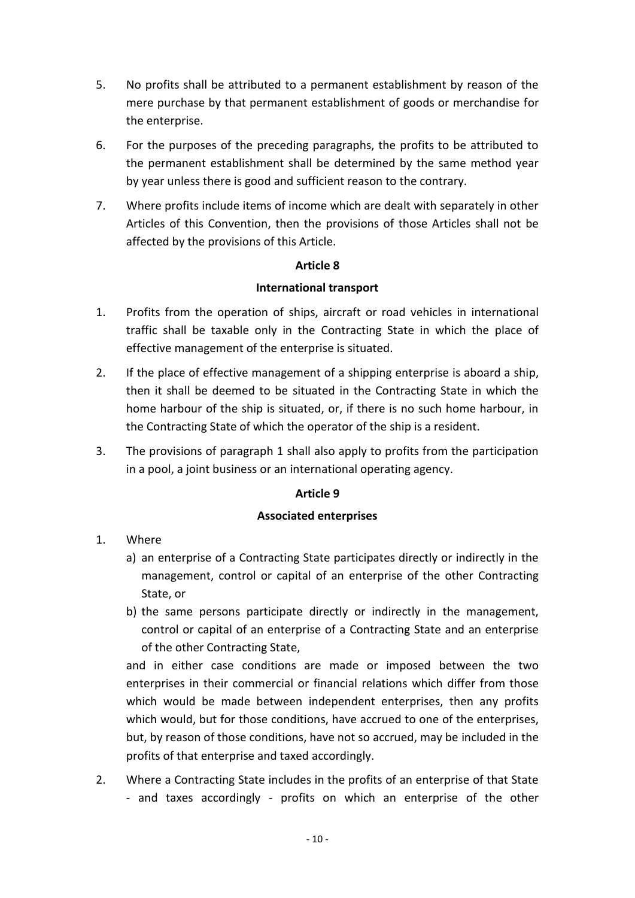5. No profits shall be attributed to a permanent establishment by reason of the mere purchase by that permanent establishment of goods or merchandise for the enterprise.

6. For the purposes of the preceding paragraphs, the profits to be attributed to the permanent establishment shall be determined by the same method year by year unless there is good and sufficient reason to the contrary.

7. Where profits include items of income which are dealt with separately in other Articles of this Convention, then the provisions of those Articles shall not be affected by the provisions of this Article.

**Article 8**

**International transport**

1. Profits from the operation of ships, aircraft or road vehicles in international traffic shall be taxable only in the Contracting State in which the place of effective management of the enterprise is situated.

2. If the place of effective management of a shipping enterprise is aboard a ship, then it shall be deemed to be situated in the Contracting State in which the home harbour of the ship is situated, or, if there is no such home harbour, in the Contracting State of which the operator of the ship is a resident.

3. The provisions of paragraph 1 shall also apply to profits from the participation in a pool, a joint business or an international operating agency.

**Article 9**

**Associated enterprises**

1. Where
   a) an enterprise of a Contracting State participates directly or indirectly in the management, control or capital of an enterprise of the other Contracting State, or
   b) the same persons participate directly or indirectly in the management, control or capital of an enterprise of a Contracting State and an enterprise of the other Contracting State,

   and in either case conditions are made or imposed between the two enterprises in their commercial or financial relations which differ from those which would be made between independent enterprises, then any profits which would, but for those conditions, have accrued to one of the enterprises, but, by reason of those conditions, have not so accrued, may be included in the profits of that enterprise and taxed accordingly.

2. Where a Contracting State includes in the profits of an enterprise of that State - and taxes accordingly - profits on which an enterprise of the other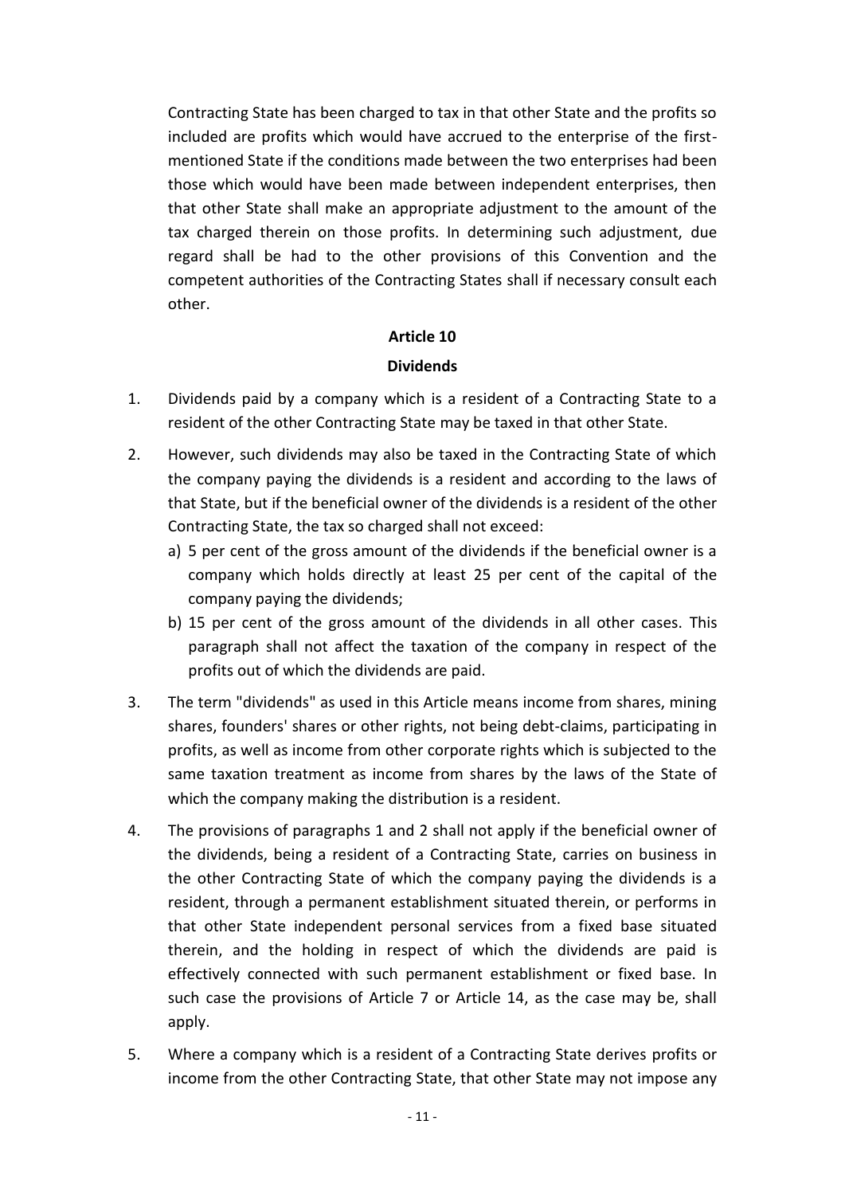Contracting State has been charged to tax in that other State and the profits so included are profits which would have accrued to the enterprise of the first-mentioned State if the conditions made between the two enterprises had been those which would have been made between independent enterprises, then that other State shall make an appropriate adjustment to the amount of the tax charged therein on those profits. In determining such adjustment, due regard shall be had to the other provisions of this Convention and the competent authorities of the Contracting States shall if necessary consult each other.

**Article 10**

**Dividends**

1. Dividends paid by a company which is a resident of a Contracting State to a resident of the other Contracting State may be taxed in that other State.

2. However, such dividends may also be taxed in the Contracting State of which the company paying the dividends is a resident and according to the laws of that State, but if the beneficial owner of the dividends is a resident of the other Contracting State, the tax so charged shall not exceed:
   a) 5 per cent of the gross amount of the dividends if the beneficial owner is a company which holds directly at least 25 per cent of the capital of the company paying the dividends;
   b) 15 per cent of the gross amount of the dividends in all other cases. This paragraph shall not affect the taxation of the company in respect of the profits out of which the dividends are paid.

3. The term "dividends" as used in this Article means income from shares, mining shares, founders' shares or other rights, not being debt-claims, participating in profits, as well as income from other corporate rights which is subjected to the same taxation treatment as income from shares by the laws of the State of which the company making the distribution is a resident.

4. The provisions of paragraphs 1 and 2 shall not apply if the beneficial owner of the dividends, being a resident of a Contracting State, carries on business in the other Contracting State of which the company paying the dividends is a resident, through a permanent establishment situated therein, or performs in that other State independent personal services from a fixed base situated therein, and the holding in respect of which the dividends are paid is effectively connected with such permanent establishment or fixed base. In such case the provisions of Article 7 or Article 14, as the case may be, shall apply.

5. Where a company which is a resident of a Contracting State derives profits or income from the other Contracting State, that other State may not impose any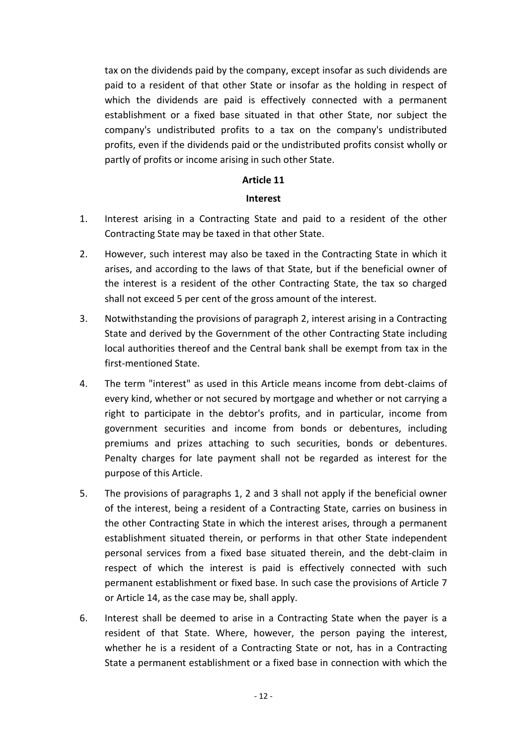tax on the dividends paid by the company, except insofar as such dividends are paid to a resident of that other State or insofar as the holding in respect of which the dividends are paid is effectively connected with a permanent establishment or a fixed base situated in that other State, nor subject the company's undistributed profits to a tax on the company's undistributed profits, even if the dividends paid or the undistributed profits consist wholly or partly of profits or income arising in such other State.

**Article 11**

**Interest**

1. Interest arising in a Contracting State and paid to a resident of the other Contracting State may be taxed in that other State.

2. However, such interest may also be taxed in the Contracting State in which it arises, and according to the laws of that State, but if the beneficial owner of the interest is a resident of the other Contracting State, the tax so charged shall not exceed 5 per cent of the gross amount of the interest.

3. Notwithstanding the provisions of paragraph 2, interest arising in a Contracting State and derived by the Government of the other Contracting State including local authorities thereof and the Central bank shall be exempt from tax in the first-mentioned State.

4. The term "interest" as used in this Article means income from debt-claims of every kind, whether or not secured by mortgage and whether or not carrying a right to participate in the debtor's profits, and in particular, income from government securities and income from bonds or debentures, including premiums and prizes attaching to such securities, bonds or debentures. Penalty charges for late payment shall not be regarded as interest for the purpose of this Article.

5. The provisions of paragraphs 1, 2 and 3 shall not apply if the beneficial owner of the interest, being a resident of a Contracting State, carries on business in the other Contracting State in which the interest arises, through a permanent establishment situated therein, or performs in that other State independent personal services from a fixed base situated therein, and the debt-claim in respect of which the interest is paid is effectively connected with such permanent establishment or fixed base. In such case the provisions of Article 7 or Article 14, as the case may be, shall apply.

6. Interest shall be deemed to arise in a Contracting State when the payer is a resident of that State. Where, however, the person paying the interest, whether he is a resident of a Contracting State or not, has in a Contracting State a permanent establishment or a fixed base in connection with which the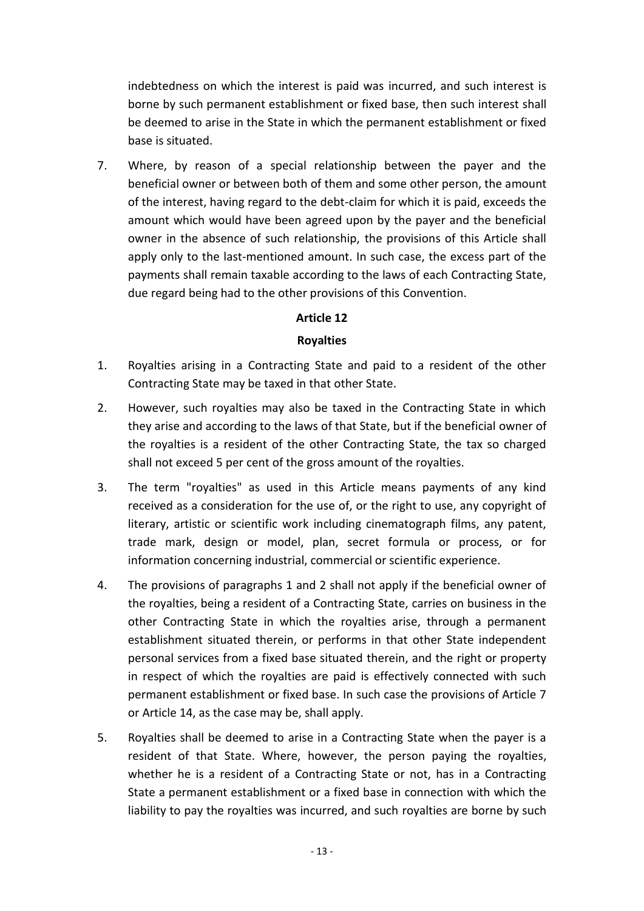indebtedness on which the interest is paid was incurred, and such interest is borne by such permanent establishment or fixed base, then such interest shall be deemed to arise in the State in which the permanent establishment or fixed base is situated.

7. Where, by reason of a special relationship between the payer and the beneficial owner or between both of them and some other person, the amount of the interest, having regard to the debt-claim for which it is paid, exceeds the amount which would have been agreed upon by the payer and the beneficial owner in the absence of such relationship, the provisions of this Article shall apply only to the last-mentioned amount. In such case, the excess part of the payments shall remain taxable according to the laws of each Contracting State, due regard being had to the other provisions of this Convention.

## Article 12

### Royalties

1. Royalties arising in a Contracting State and paid to a resident of the other Contracting State may be taxed in that other State.

2. However, such royalties may also be taxed in the Contracting State in which they arise and according to the laws of that State, but if the beneficial owner of the royalties is a resident of the other Contracting State, the tax so charged shall not exceed 5 per cent of the gross amount of the royalties.

3. The term "royalties" as used in this Article means payments of any kind received as a consideration for the use of, or the right to use, any copyright of literary, artistic or scientific work including cinematograph films, any patent, trade mark, design or model, plan, secret formula or process, or for information concerning industrial, commercial or scientific experience.

4. The provisions of paragraphs 1 and 2 shall not apply if the beneficial owner of the royalties, being a resident of a Contracting State, carries on business in the other Contracting State in which the royalties arise, through a permanent establishment situated therein, or performs in that other State independent personal services from a fixed base situated therein, and the right or property in respect of which the royalties are paid is effectively connected with such permanent establishment or fixed base. In such case the provisions of Article 7 or Article 14, as the case may be, shall apply.

5. Royalties shall be deemed to arise in a Contracting State when the payer is a resident of that State. Where, however, the person paying the royalties, whether he is a resident of a Contracting State or not, has in a Contracting State a permanent establishment or a fixed base in connection with which the liability to pay the royalties was incurred, and such royalties are borne by such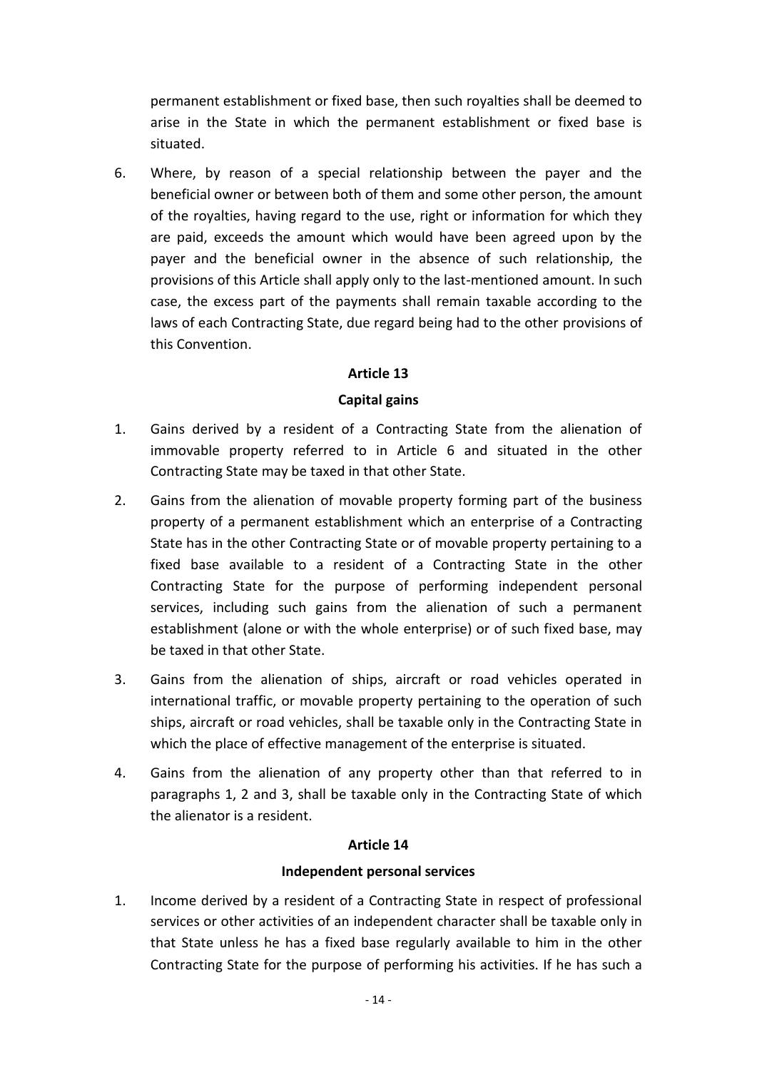permanent establishment or fixed base, then such royalties shall be deemed to arise in the State in which the permanent establishment or fixed base is situated.

6. Where, by reason of a special relationship between the payer and the beneficial owner or between both of them and some other person, the amount of the royalties, having regard to the use, right or information for which they are paid, exceeds the amount which would have been agreed upon by the payer and the beneficial owner in the absence of such relationship, the provisions of this Article shall apply only to the last-mentioned amount. In such case, the excess part of the payments shall remain taxable according to the laws of each Contracting State, due regard being had to the other provisions of this Convention.

**Article 13**

**Capital gains**

1. Gains derived by a resident of a Contracting State from the alienation of immovable property referred to in Article 6 and situated in the other Contracting State may be taxed in that other State.

2. Gains from the alienation of movable property forming part of the business property of a permanent establishment which an enterprise of a Contracting State has in the other Contracting State or of movable property pertaining to a fixed base available to a resident of a Contracting State in the other Contracting State for the purpose of performing independent personal services, including such gains from the alienation of such a permanent establishment (alone or with the whole enterprise) or of such fixed base, may be taxed in that other State.

3. Gains from the alienation of ships, aircraft or road vehicles operated in international traffic, or movable property pertaining to the operation of such ships, aircraft or road vehicles, shall be taxable only in the Contracting State in which the place of effective management of the enterprise is situated.

4. Gains from the alienation of any property other than that referred to in paragraphs 1, 2 and 3, shall be taxable only in the Contracting State of which the alienator is a resident.

**Article 14**

**Independent personal services**

1. Income derived by a resident of a Contracting State in respect of professional services or other activities of an independent character shall be taxable only in that State unless he has a fixed base regularly available to him in the other Contracting State for the purpose of performing his activities. If he has such a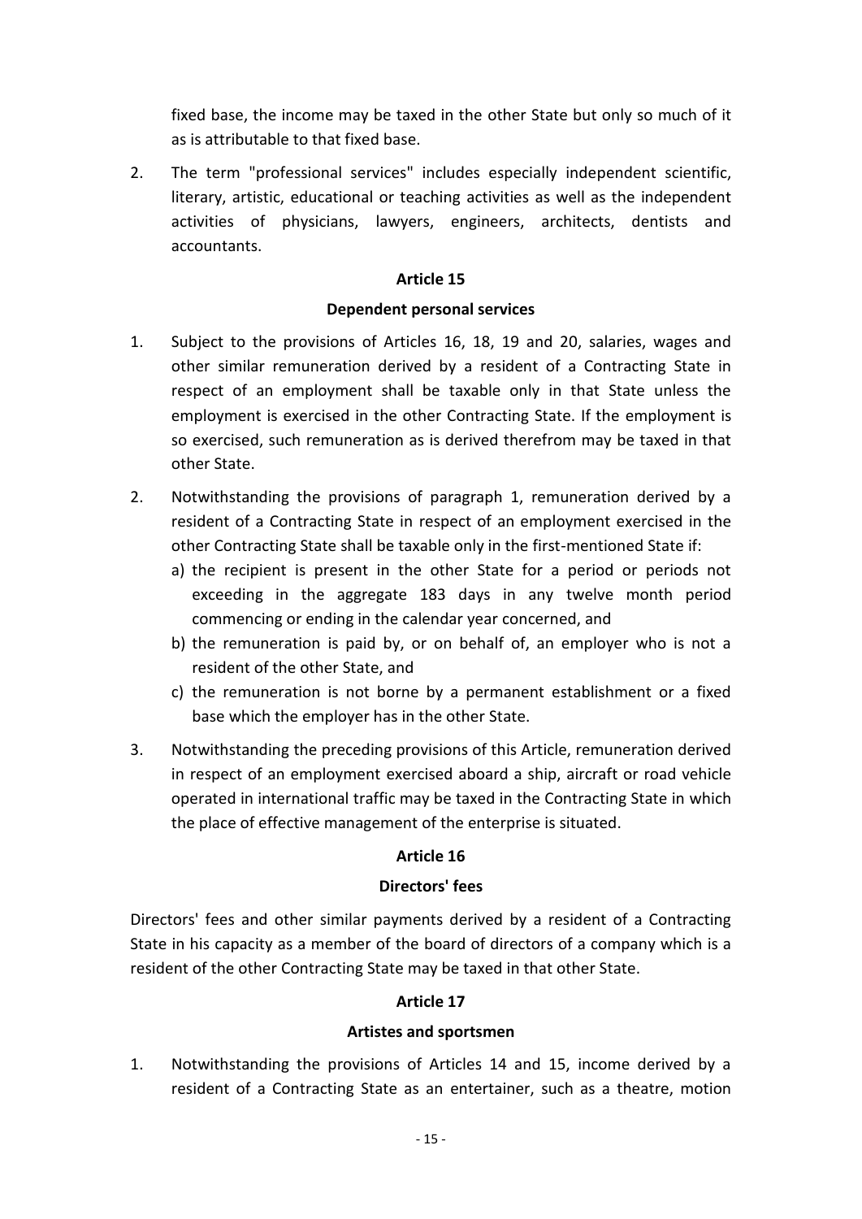fixed base, the income may be taxed in the other State but only so much of it as is attributable to that fixed base.

2. The term "professional services" includes especially independent scientific, literary, artistic, educational or teaching activities as well as the independent activities of physicians, lawyers, engineers, architects, dentists and accountants.

## Article 15

### Dependent personal services

1. Subject to the provisions of Articles 16, 18, 19 and 20, salaries, wages and other similar remuneration derived by a resident of a Contracting State in respect of an employment shall be taxable only in that State unless the employment is exercised in the other Contracting State. If the employment is so exercised, such remuneration as is derived therefrom may be taxed in that other State.

2. Notwithstanding the provisions of paragraph 1, remuneration derived by a resident of a Contracting State in respect of an employment exercised in the other Contracting State shall be taxable only in the first-mentioned State if:
   a) the recipient is present in the other State for a period or periods not exceeding in the aggregate 183 days in any twelve month period commencing or ending in the calendar year concerned, and
   b) the remuneration is paid by, or on behalf of, an employer who is not a resident of the other State, and
   c) the remuneration is not borne by a permanent establishment or a fixed base which the employer has in the other State.

3. Notwithstanding the preceding provisions of this Article, remuneration derived in respect of an employment exercised aboard a ship, aircraft or road vehicle operated in international traffic may be taxed in the Contracting State in which the place of effective management of the enterprise is situated.

## Article 16

### Directors' fees

Directors' fees and other similar payments derived by a resident of a Contracting State in his capacity as a member of the board of directors of a company which is a resident of the other Contracting State may be taxed in that other State.

## Article 17

### Artistes and sportsmen

1. Notwithstanding the provisions of Articles 14 and 15, income derived by a resident of a Contracting State as an entertainer, such as a theatre, motion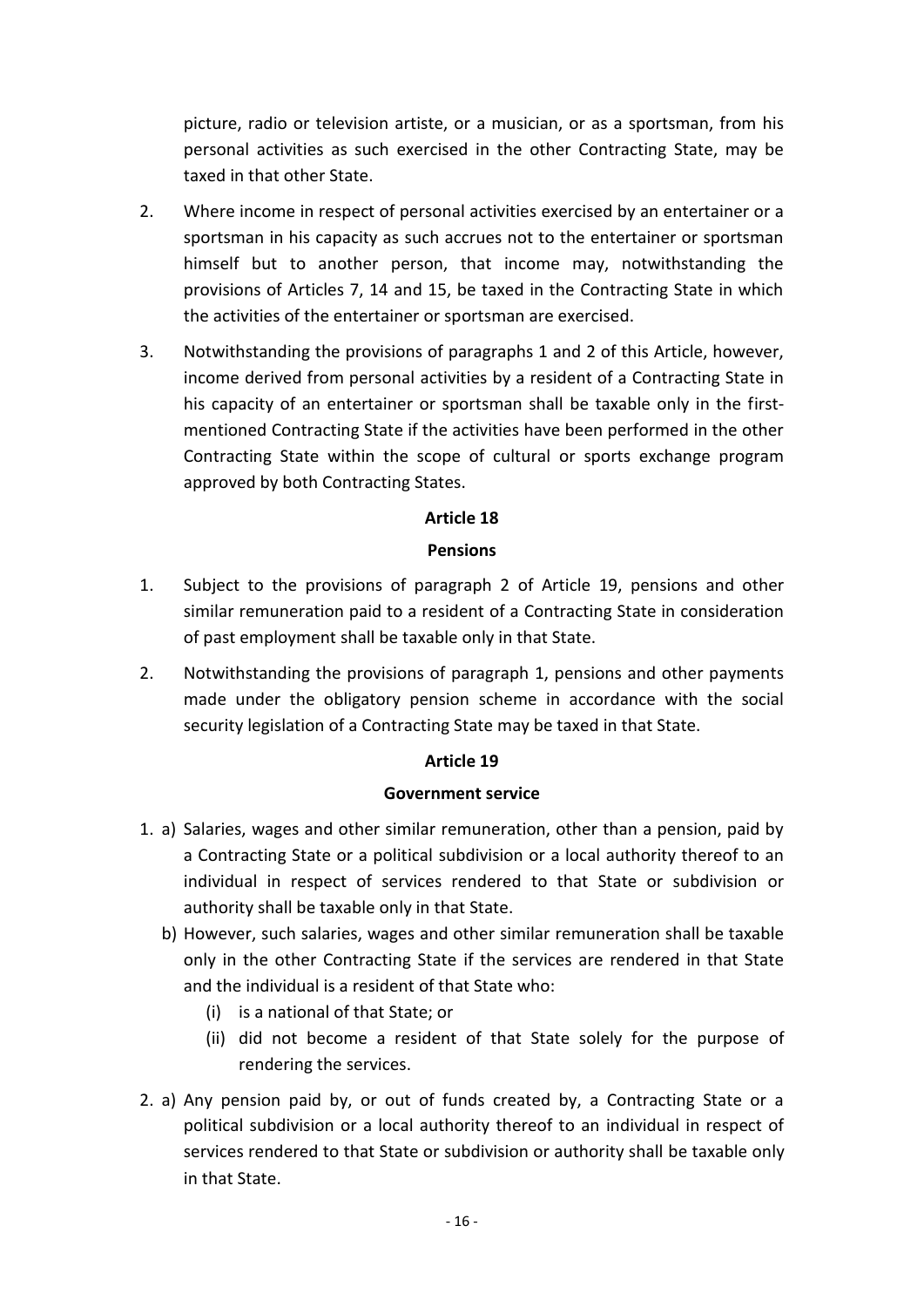picture, radio or television artiste, or a musician, or as a sportsman, from his personal activities as such exercised in the other Contracting State, may be taxed in that other State.

2. Where income in respect of personal activities exercised by an entertainer or a sportsman in his capacity as such accrues not to the entertainer or sportsman himself but to another person, that income may, notwithstanding the provisions of Articles 7, 14 and 15, be taxed in the Contracting State in which the activities of the entertainer or sportsman are exercised.

3. Notwithstanding the provisions of paragraphs 1 and 2 of this Article, however, income derived from personal activities by a resident of a Contracting State in his capacity of an entertainer or sportsman shall be taxable only in the first-mentioned Contracting State if the activities have been performed in the other Contracting State within the scope of cultural or sports exchange program approved by both Contracting States.

**Article 18**

**Pensions**

1. Subject to the provisions of paragraph 2 of Article 19, pensions and other similar remuneration paid to a resident of a Contracting State in consideration of past employment shall be taxable only in that State.

2. Notwithstanding the provisions of paragraph 1, pensions and other payments made under the obligatory pension scheme in accordance with the social security legislation of a Contracting State may be taxed in that State.

**Article 19**

**Government service**

1. a) Salaries, wages and other similar remuneration, other than a pension, paid by a Contracting State or a political subdivision or a local authority thereof to an individual in respect of services rendered to that State or subdivision or authority shall be taxable only in that State.

   b) However, such salaries, wages and other similar remuneration shall be taxable only in the other Contracting State if the services are rendered in that State and the individual is a resident of that State who:

      (i) is a national of that State; or

      (ii) did not become a resident of that State solely for the purpose of rendering the services.

2. a) Any pension paid by, or out of funds created by, a Contracting State or a political subdivision or a local authority thereof to an individual in respect of services rendered to that State or subdivision or authority shall be taxable only in that State.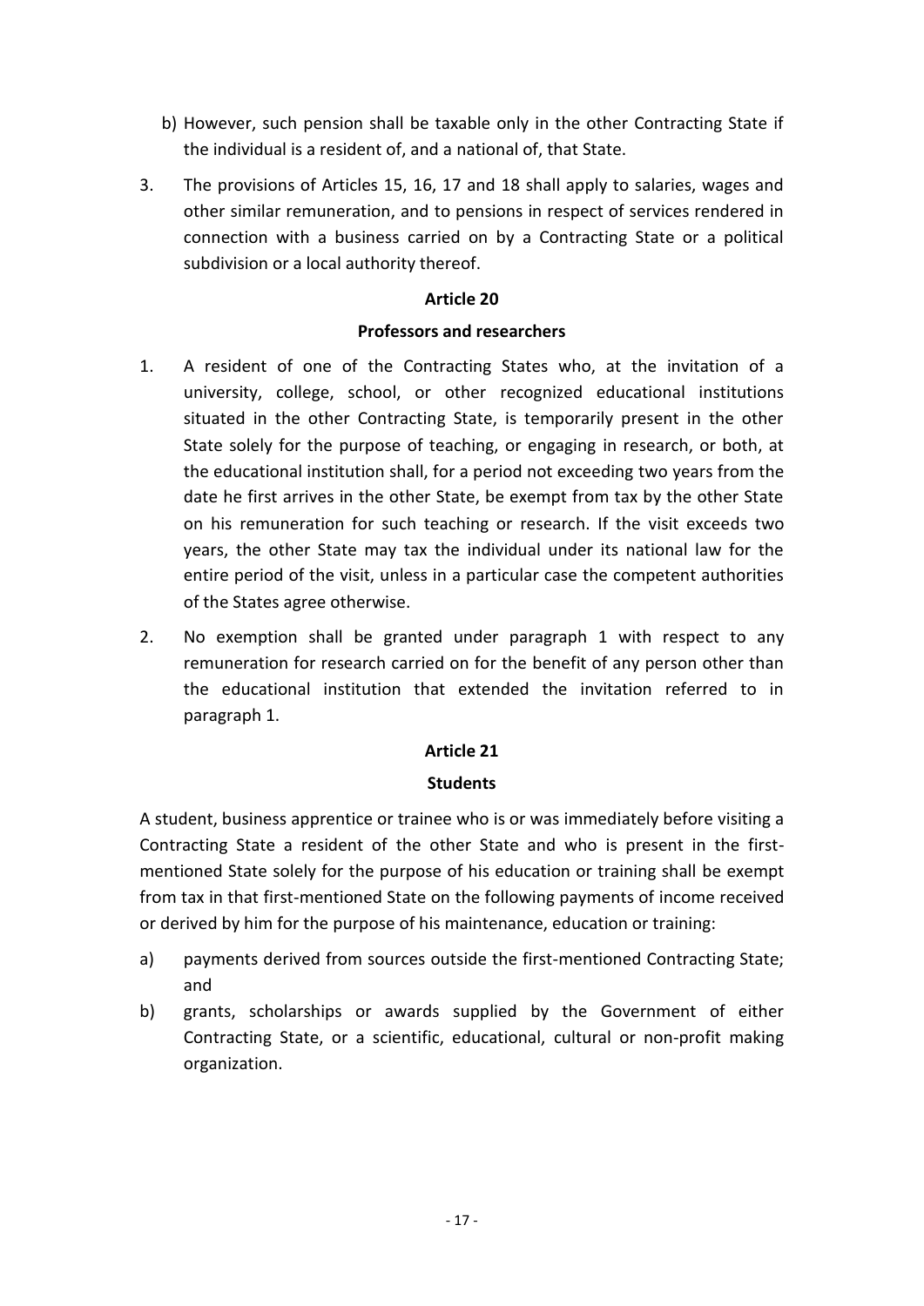b) However, such pension shall be taxable only in the other Contracting State if the individual is a resident of, and a national of, that State.

3. The provisions of Articles 15, 16, 17 and 18 shall apply to salaries, wages and other similar remuneration, and to pensions in respect of services rendered in connection with a business carried on by a Contracting State or a political subdivision or a local authority thereof.

**Article 20**

**Professors and researchers**

1. A resident of one of the Contracting States who, at the invitation of a university, college, school, or other recognized educational institutions situated in the other Contracting State, is temporarily present in the other State solely for the purpose of teaching, or engaging in research, or both, at the educational institution shall, for a period not exceeding two years from the date he first arrives in the other State, be exempt from tax by the other State on his remuneration for such teaching or research. If the visit exceeds two years, the other State may tax the individual under its national law for the entire period of the visit, unless in a particular case the competent authorities of the States agree otherwise.

2. No exemption shall be granted under paragraph 1 with respect to any remuneration for research carried on for the benefit of any person other than the educational institution that extended the invitation referred to in paragraph 1.

**Article 21**

**Students**

A student, business apprentice or trainee who is or was immediately before visiting a Contracting State a resident of the other State and who is present in the first-mentioned State solely for the purpose of his education or training shall be exempt from tax in that first-mentioned State on the following payments of income received or derived by him for the purpose of his maintenance, education or training:

a) payments derived from sources outside the first-mentioned Contracting State; and

b) grants, scholarships or awards supplied by the Government of either Contracting State, or a scientific, educational, cultural or non-profit making organization.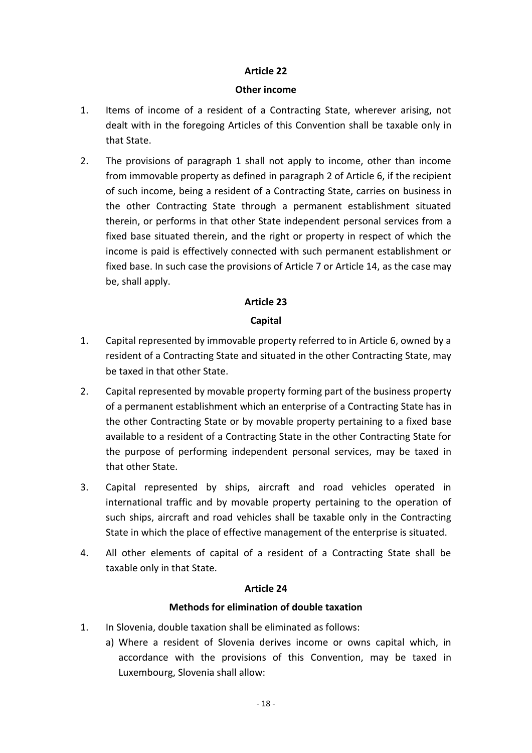## Article 22

### Other income

1. Items of income of a resident of a Contracting State, wherever arising, not dealt with in the foregoing Articles of this Convention shall be taxable only in that State.

2. The provisions of paragraph 1 shall not apply to income, other than income from immovable property as defined in paragraph 2 of Article 6, if the recipient of such income, being a resident of a Contracting State, carries on business in the other Contracting State through a permanent establishment situated therein, or performs in that other State independent personal services from a fixed base situated therein, and the right or property in respect of which the income is paid is effectively connected with such permanent establishment or fixed base. In such case the provisions of Article 7 or Article 14, as the case may be, shall apply.

## Article 23

### Capital

1. Capital represented by immovable property referred to in Article 6, owned by a resident of a Contracting State and situated in the other Contracting State, may be taxed in that other State.

2. Capital represented by movable property forming part of the business property of a permanent establishment which an enterprise of a Contracting State has in the other Contracting State or by movable property pertaining to a fixed base available to a resident of a Contracting State in the other Contracting State for the purpose of performing independent personal services, may be taxed in that other State.

3. Capital represented by ships, aircraft and road vehicles operated in international traffic and by movable property pertaining to the operation of such ships, aircraft and road vehicles shall be taxable only in the Contracting State in which the place of effective management of the enterprise is situated.

4. All other elements of capital of a resident of a Contracting State shall be taxable only in that State.

## Article 24

### Methods for elimination of double taxation

1. In Slovenia, double taxation shall be eliminated as follows:
   a) Where a resident of Slovenia derives income or owns capital which, in accordance with the provisions of this Convention, may be taxed in Luxembourg, Slovenia shall allow: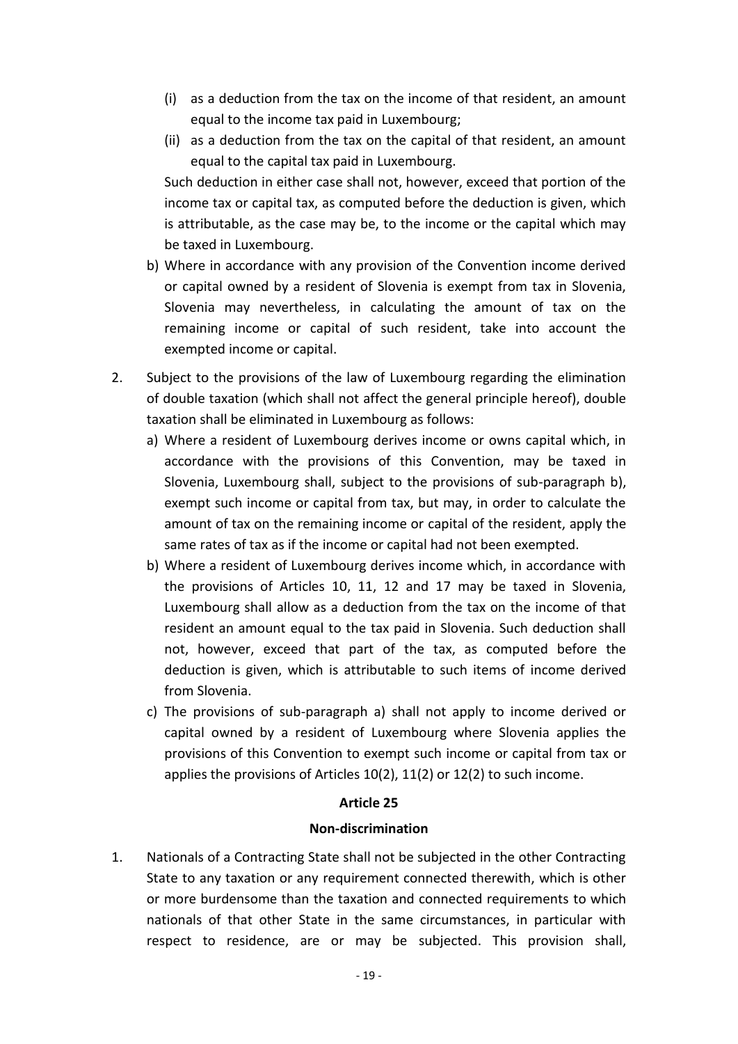(i) as a deduction from the tax on the income of that resident, an amount equal to the income tax paid in Luxembourg;

   (ii) as a deduction from the tax on the capital of that resident, an amount equal to the capital tax paid in Luxembourg.

   Such deduction in either case shall not, however, exceed that portion of the income tax or capital tax, as computed before the deduction is given, which is attributable, as the case may be, to the income or the capital which may be taxed in Luxembourg.

   b) Where in accordance with any provision of the Convention income derived or capital owned by a resident of Slovenia is exempt from tax in Slovenia, Slovenia may nevertheless, in calculating the amount of tax on the remaining income or capital of such resident, take into account the exempted income or capital.

2. Subject to the provisions of the law of Luxembourg regarding the elimination of double taxation (which shall not affect the general principle hereof), double taxation shall be eliminated in Luxembourg as follows:

   a) Where a resident of Luxembourg derives income or owns capital which, in accordance with the provisions of this Convention, may be taxed in Slovenia, Luxembourg shall, subject to the provisions of sub-paragraph b), exempt such income or capital from tax, but may, in order to calculate the amount of tax on the remaining income or capital of the resident, apply the same rates of tax as if the income or capital had not been exempted.

   b) Where a resident of Luxembourg derives income which, in accordance with the provisions of Articles 10, 11, 12 and 17 may be taxed in Slovenia, Luxembourg shall allow as a deduction from the tax on the income of that resident an amount equal to the tax paid in Slovenia. Such deduction shall not, however, exceed that part of the tax, as computed before the deduction is given, which is attributable to such items of income derived from Slovenia.

   c) The provisions of sub-paragraph a) shall not apply to income derived or capital owned by a resident of Luxembourg where Slovenia applies the provisions of this Convention to exempt such income or capital from tax or applies the provisions of Articles 10(2), 11(2) or 12(2) to such income.

**Article 25**

**Non-discrimination**

1. Nationals of a Contracting State shall not be subjected in the other Contracting State to any taxation or any requirement connected therewith, which is other or more burdensome than the taxation and connected requirements to which nationals of that other State in the same circumstances, in particular with respect to residence, are or may be subjected. This provision shall,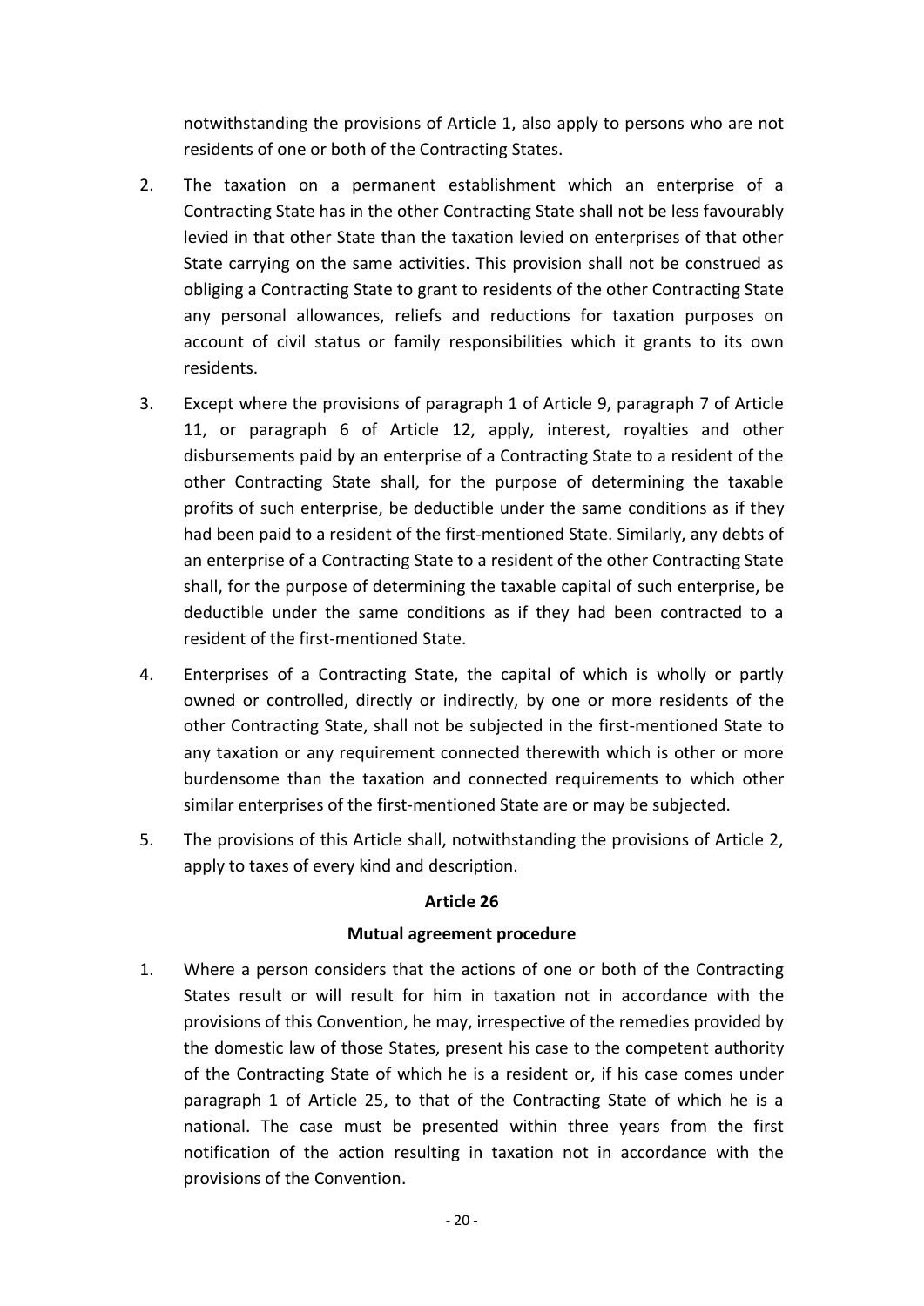notwithstanding the provisions of Article 1, also apply to persons who are not residents of one or both of the Contracting States.

2. The taxation on a permanent establishment which an enterprise of a Contracting State has in the other Contracting State shall not be less favourably levied in that other State than the taxation levied on enterprises of that other State carrying on the same activities. This provision shall not be construed as obliging a Contracting State to grant to residents of the other Contracting State any personal allowances, reliefs and reductions for taxation purposes on account of civil status or family responsibilities which it grants to its own residents.

3. Except where the provisions of paragraph 1 of Article 9, paragraph 7 of Article 11, or paragraph 6 of Article 12, apply, interest, royalties and other disbursements paid by an enterprise of a Contracting State to a resident of the other Contracting State shall, for the purpose of determining the taxable profits of such enterprise, be deductible under the same conditions as if they had been paid to a resident of the first-mentioned State. Similarly, any debts of an enterprise of a Contracting State to a resident of the other Contracting State shall, for the purpose of determining the taxable capital of such enterprise, be deductible under the same conditions as if they had been contracted to a resident of the first-mentioned State.

4. Enterprises of a Contracting State, the capital of which is wholly or partly owned or controlled, directly or indirectly, by one or more residents of the other Contracting State, shall not be subjected in the first-mentioned State to any taxation or any requirement connected therewith which is other or more burdensome than the taxation and connected requirements to which other similar enterprises of the first-mentioned State are or may be subjected.

5. The provisions of this Article shall, notwithstanding the provisions of Article 2, apply to taxes of every kind and description.

## Article 26

### Mutual agreement procedure

1. Where a person considers that the actions of one or both of the Contracting States result or will result for him in taxation not in accordance with the provisions of this Convention, he may, irrespective of the remedies provided by the domestic law of those States, present his case to the competent authority of the Contracting State of which he is a resident or, if his case comes under paragraph 1 of Article 25, to that of the Contracting State of which he is a national. The case must be presented within three years from the first notification of the action resulting in taxation not in accordance with the provisions of the Convention.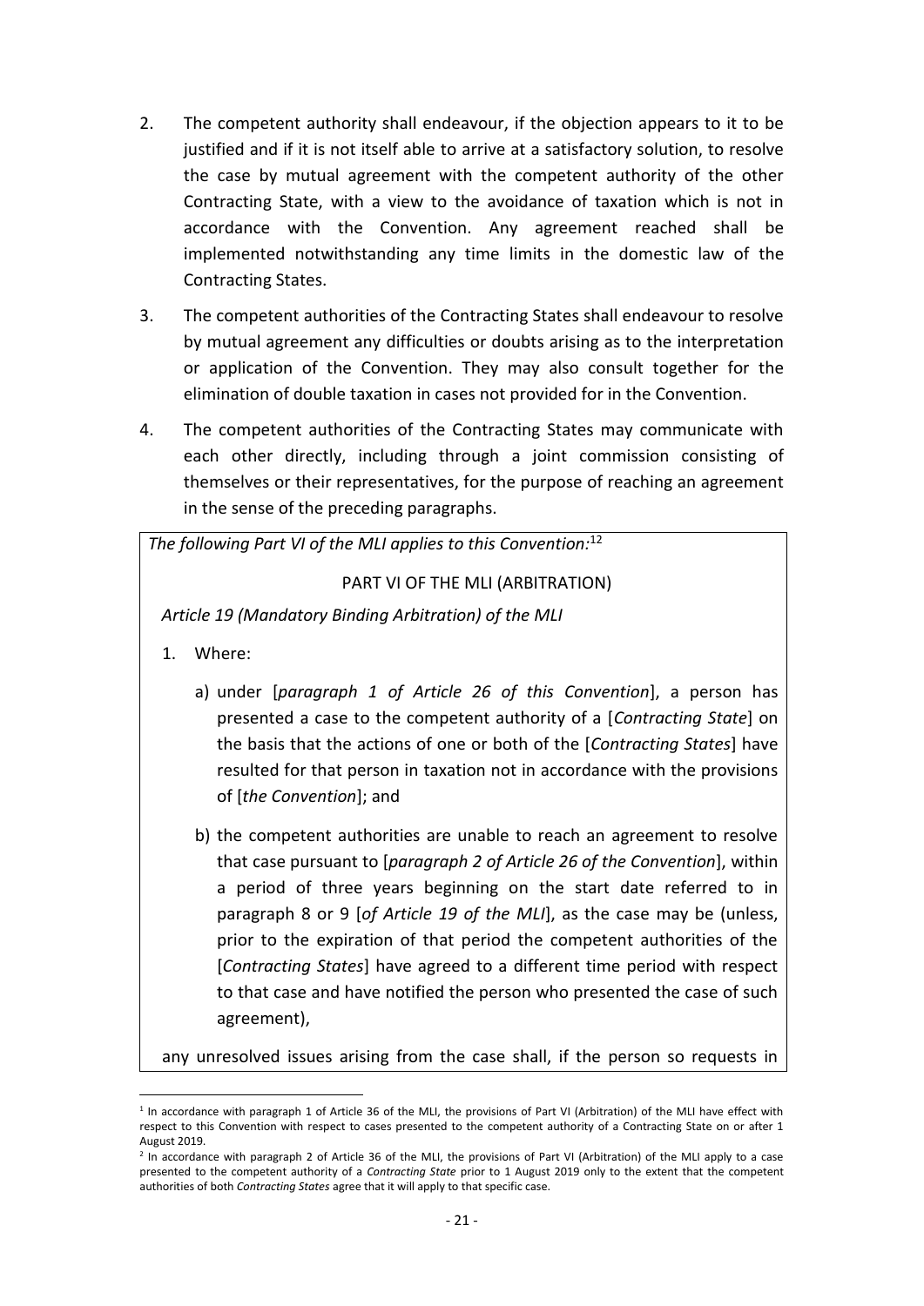2. The competent authority shall endeavour, if the objection appears to it to be justified and if it is not itself able to arrive at a satisfactory solution, to resolve the case by mutual agreement with the competent authority of the other Contracting State, with a view to the avoidance of taxation which is not in accordance with the Convention. Any agreement reached shall be implemented notwithstanding any time limits in the domestic law of the Contracting States.

3. The competent authorities of the Contracting States shall endeavour to resolve by mutual agreement any difficulties or doubts arising as to the interpretation or application of the Convention. They may also consult together for the elimination of double taxation in cases not provided for in the Convention.

4. The competent authorities of the Contracting States may communicate with each other directly, including through a joint commission consisting of themselves or their representatives, for the purpose of reaching an agreement in the sense of the preceding paragraphs.

*The following Part VI of the MLI applies to this Convention:*[1][2]

PART VI OF THE MLI (ARBITRATION)

*Article 19 (Mandatory Binding Arbitration) of the MLI*

1. Where:

   a) under [*paragraph 1 of Article 26 of this Convention*], a person has presented a case to the competent authority of a [*Contracting State*] on the basis that the actions of one or both of the [*Contracting States*] have resulted for that person in taxation not in accordance with the provisions of [*the Convention*]; and

   b) the competent authorities are unable to reach an agreement to resolve that case pursuant to [*paragraph 2 of Article 26 of the Convention*], within a period of three years beginning on the start date referred to in paragraph 8 or 9 [*of Article 19 of the MLI*], as the case may be (unless, prior to the expiration of that period the competent authorities of the [*Contracting States*] have agreed to a different time period with respect to that case and have notified the person who presented the case of such agreement),

any unresolved issues arising from the case shall, if the person so requests in

[1] In accordance with paragraph 1 of Article 36 of the MLI, the provisions of Part VI (Arbitration) of the MLI have effect with respect to this Convention with respect to cases presented to the competent authority of a Contracting State on or after 1 August 2019.

[2] In accordance with paragraph 2 of Article 36 of the MLI, the provisions of Part VI (Arbitration) of the MLI apply to a case presented to the competent authority of a *Contracting State* prior to 1 August 2019 only to the extent that the competent authorities of both *Contracting States* agree that it will apply to that specific case.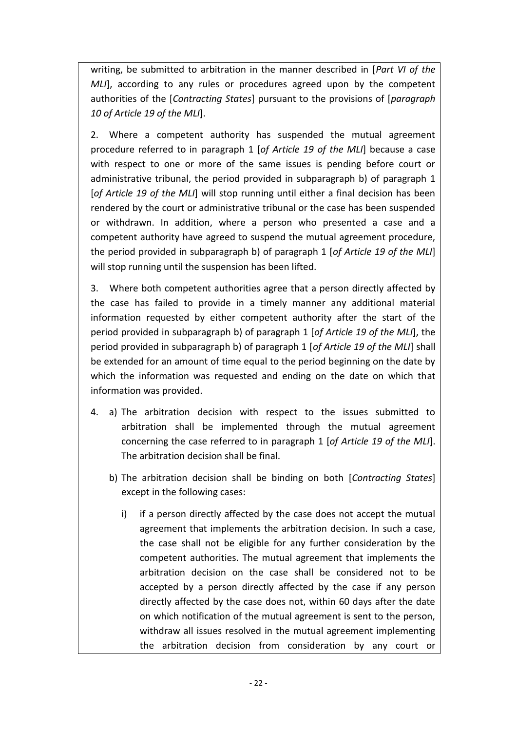writing, be submitted to arbitration in the manner described in [*Part VI of the MLI*], according to any rules or procedures agreed upon by the competent authorities of the [*Contracting States*] pursuant to the provisions of [*paragraph 10 of Article 19 of the MLI*].

2. Where a competent authority has suspended the mutual agreement procedure referred to in paragraph 1 [*of Article 19 of the MLI*] because a case with respect to one or more of the same issues is pending before court or administrative tribunal, the period provided in subparagraph b) of paragraph 1 [*of Article 19 of the MLI*] will stop running until either a final decision has been rendered by the court or administrative tribunal or the case has been suspended or withdrawn. In addition, where a person who presented a case and a competent authority have agreed to suspend the mutual agreement procedure, the period provided in subparagraph b) of paragraph 1 [*of Article 19 of the MLI*] will stop running until the suspension has been lifted.

3. Where both competent authorities agree that a person directly affected by the case has failed to provide in a timely manner any additional material information requested by either competent authority after the start of the period provided in subparagraph b) of paragraph 1 [*of Article 19 of the MLI*], the period provided in subparagraph b) of paragraph 1 [*of Article 19 of the MLI*] shall be extended for an amount of time equal to the period beginning on the date by which the information was requested and ending on the date on which that information was provided.

4. a) The arbitration decision with respect to the issues submitted to arbitration shall be implemented through the mutual agreement concerning the case referred to in paragraph 1 [*of Article 19 of the MLI*]. The arbitration decision shall be final.

   b) The arbitration decision shall be binding on both [*Contracting States*] except in the following cases:

      i) if a person directly affected by the case does not accept the mutual agreement that implements the arbitration decision. In such a case, the case shall not be eligible for any further consideration by the competent authorities. The mutual agreement that implements the arbitration decision on the case shall be considered not to be accepted by a person directly affected by the case if any person directly affected by the case does not, within 60 days after the date on which notification of the mutual agreement is sent to the person, withdraw all issues resolved in the mutual agreement implementing the arbitration decision from consideration by any court or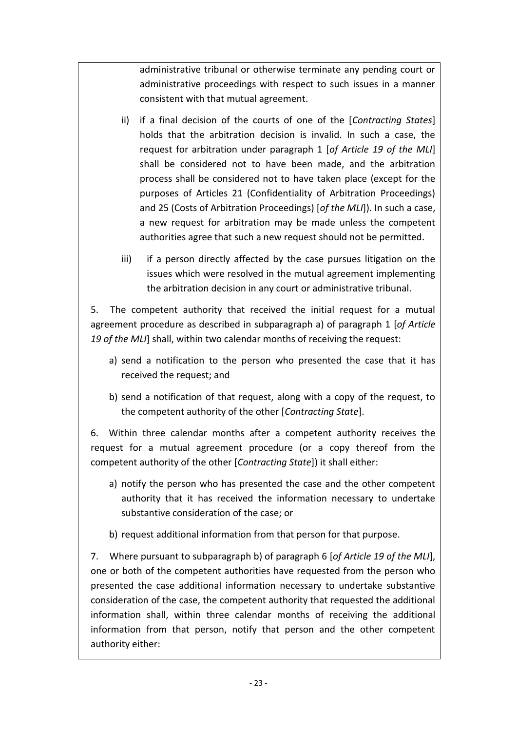administrative tribunal or otherwise terminate any pending court or administrative proceedings with respect to such issues in a manner consistent with that mutual agreement.

ii) if a final decision of the courts of one of the [*Contracting States*] holds that the arbitration decision is invalid. In such a case, the request for arbitration under paragraph 1 [*of Article 19 of the MLI*] shall be considered not to have been made, and the arbitration process shall be considered not to have taken place (except for the purposes of Articles 21 (Confidentiality of Arbitration Proceedings) and 25 (Costs of Arbitration Proceedings) [*of the MLI*]). In such a case, a new request for arbitration may be made unless the competent authorities agree that such a new request should not be permitted.

iii) if a person directly affected by the case pursues litigation on the issues which were resolved in the mutual agreement implementing the arbitration decision in any court or administrative tribunal.

5. The competent authority that received the initial request for a mutual agreement procedure as described in subparagraph a) of paragraph 1 [*of Article 19 of the MLI*] shall, within two calendar months of receiving the request:

a) send a notification to the person who presented the case that it has received the request; and

b) send a notification of that request, along with a copy of the request, to the competent authority of the other [*Contracting State*].

6. Within three calendar months after a competent authority receives the request for a mutual agreement procedure (or a copy thereof from the competent authority of the other [*Contracting State*]) it shall either:

a) notify the person who has presented the case and the other competent authority that it has received the information necessary to undertake substantive consideration of the case; or

b) request additional information from that person for that purpose.

7. Where pursuant to subparagraph b) of paragraph 6 [*of Article 19 of the MLI*], one or both of the competent authorities have requested from the person who presented the case additional information necessary to undertake substantive consideration of the case, the competent authority that requested the additional information shall, within three calendar months of receiving the additional information from that person, notify that person and the other competent authority either: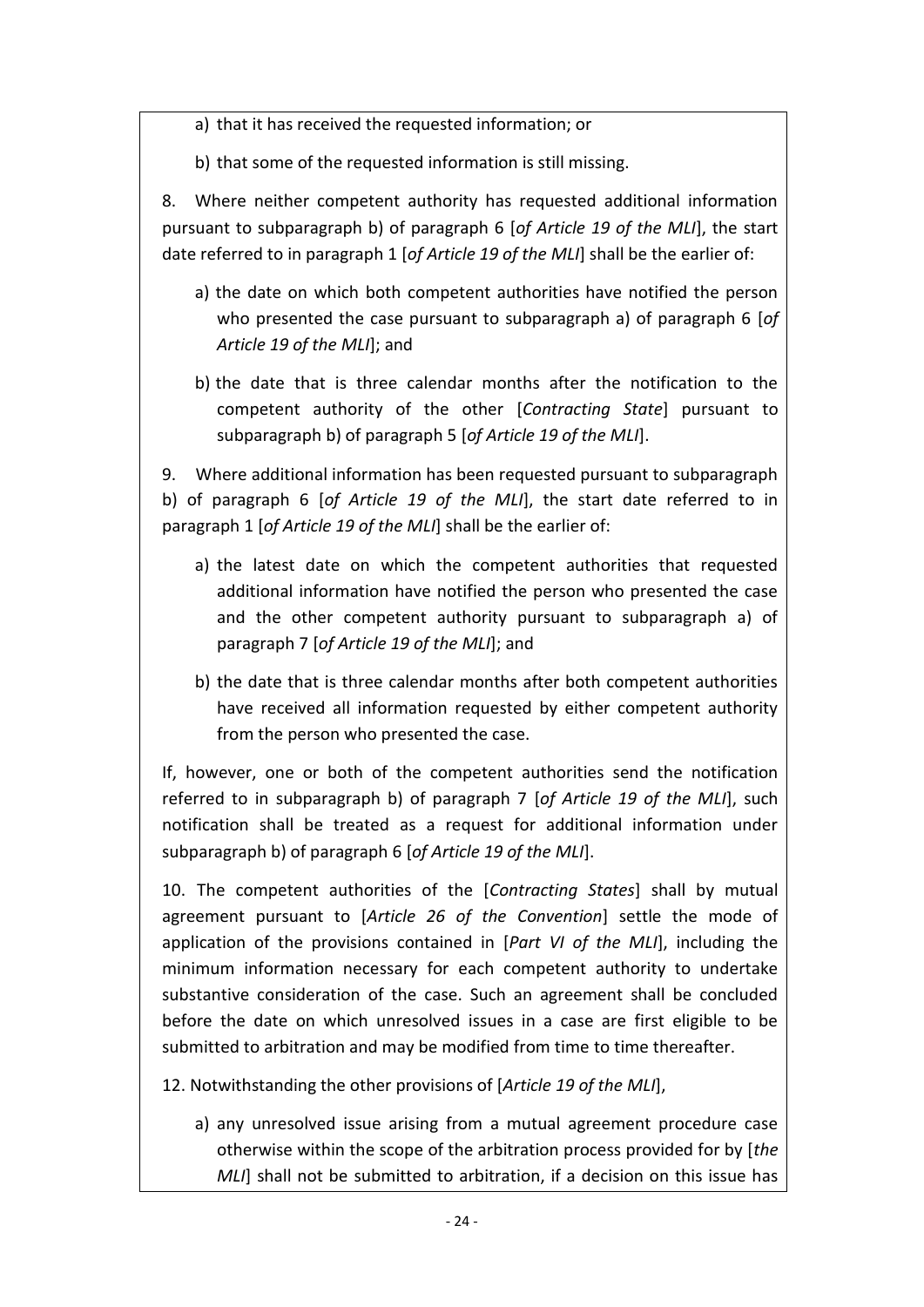a) that it has received the requested information; or

b) that some of the requested information is still missing.

8. Where neither competent authority has requested additional information pursuant to subparagraph b) of paragraph 6 [*of Article 19 of the MLI*], the start date referred to in paragraph 1 [*of Article 19 of the MLI*] shall be the earlier of:

a) the date on which both competent authorities have notified the person who presented the case pursuant to subparagraph a) of paragraph 6 [*of Article 19 of the MLI*]; and

b) the date that is three calendar months after the notification to the competent authority of the other [*Contracting State*] pursuant to subparagraph b) of paragraph 5 [*of Article 19 of the MLI*].

9. Where additional information has been requested pursuant to subparagraph b) of paragraph 6 [*of Article 19 of the MLI*], the start date referred to in paragraph 1 [*of Article 19 of the MLI*] shall be the earlier of:

a) the latest date on which the competent authorities that requested additional information have notified the person who presented the case and the other competent authority pursuant to subparagraph a) of paragraph 7 [*of Article 19 of the MLI*]; and

b) the date that is three calendar months after both competent authorities have received all information requested by either competent authority from the person who presented the case.

If, however, one or both of the competent authorities send the notification referred to in subparagraph b) of paragraph 7 [*of Article 19 of the MLI*], such notification shall be treated as a request for additional information under subparagraph b) of paragraph 6 [*of Article 19 of the MLI*].

10. The competent authorities of the [*Contracting States*] shall by mutual agreement pursuant to [*Article 26 of the Convention*] settle the mode of application of the provisions contained in [*Part VI of the MLI*], including the minimum information necessary for each competent authority to undertake substantive consideration of the case. Such an agreement shall be concluded before the date on which unresolved issues in a case are first eligible to be submitted to arbitration and may be modified from time to time thereafter.

12. Notwithstanding the other provisions of [*Article 19 of the MLI*],

a) any unresolved issue arising from a mutual agreement procedure case otherwise within the scope of the arbitration process provided for by [*the MLI*] shall not be submitted to arbitration, if a decision on this issue has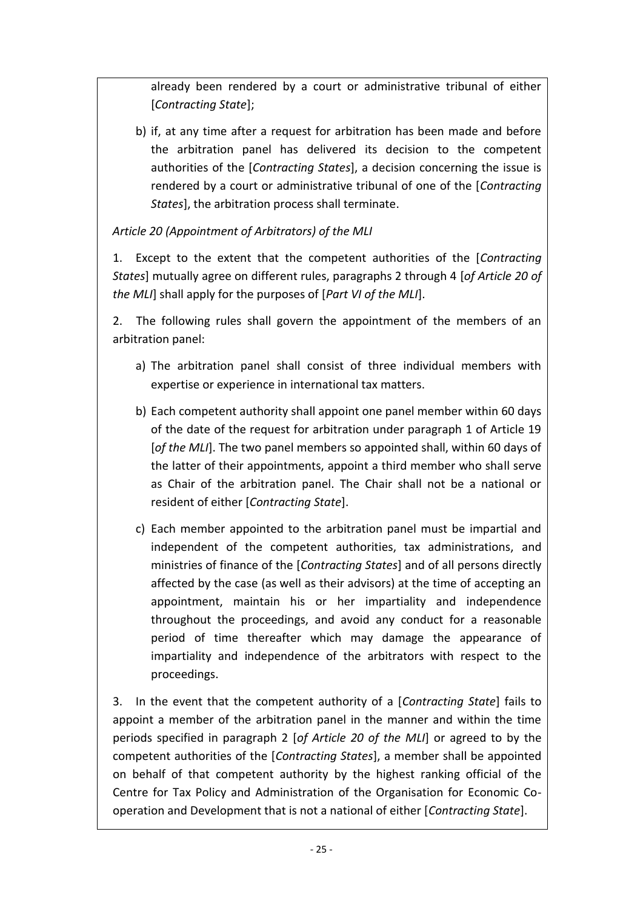already been rendered by a court or administrative tribunal of either [*Contracting State*];

b) if, at any time after a request for arbitration has been made and before the arbitration panel has delivered its decision to the competent authorities of the [*Contracting States*], a decision concerning the issue is rendered by a court or administrative tribunal of one of the [*Contracting States*], the arbitration process shall terminate.

*Article 20 (Appointment of Arbitrators) of the MLI*

1. Except to the extent that the competent authorities of the [*Contracting States*] mutually agree on different rules, paragraphs 2 through 4 [*of Article 20 of the MLI*] shall apply for the purposes of [*Part VI of the MLI*].

2. The following rules shall govern the appointment of the members of an arbitration panel:

a) The arbitration panel shall consist of three individual members with expertise or experience in international tax matters.

b) Each competent authority shall appoint one panel member within 60 days of the date of the request for arbitration under paragraph 1 of Article 19 [*of the MLI*]. The two panel members so appointed shall, within 60 days of the latter of their appointments, appoint a third member who shall serve as Chair of the arbitration panel. The Chair shall not be a national or resident of either [*Contracting State*].

c) Each member appointed to the arbitration panel must be impartial and independent of the competent authorities, tax administrations, and ministries of finance of the [*Contracting States*] and of all persons directly affected by the case (as well as their advisors) at the time of accepting an appointment, maintain his or her impartiality and independence throughout the proceedings, and avoid any conduct for a reasonable period of time thereafter which may damage the appearance of impartiality and independence of the arbitrators with respect to the proceedings.

3. In the event that the competent authority of a [*Contracting State*] fails to appoint a member of the arbitration panel in the manner and within the time periods specified in paragraph 2 [*of Article 20 of the MLI*] or agreed to by the competent authorities of the [*Contracting States*], a member shall be appointed on behalf of that competent authority by the highest ranking official of the Centre for Tax Policy and Administration of the Organisation for Economic Co-operation and Development that is not a national of either [*Contracting State*].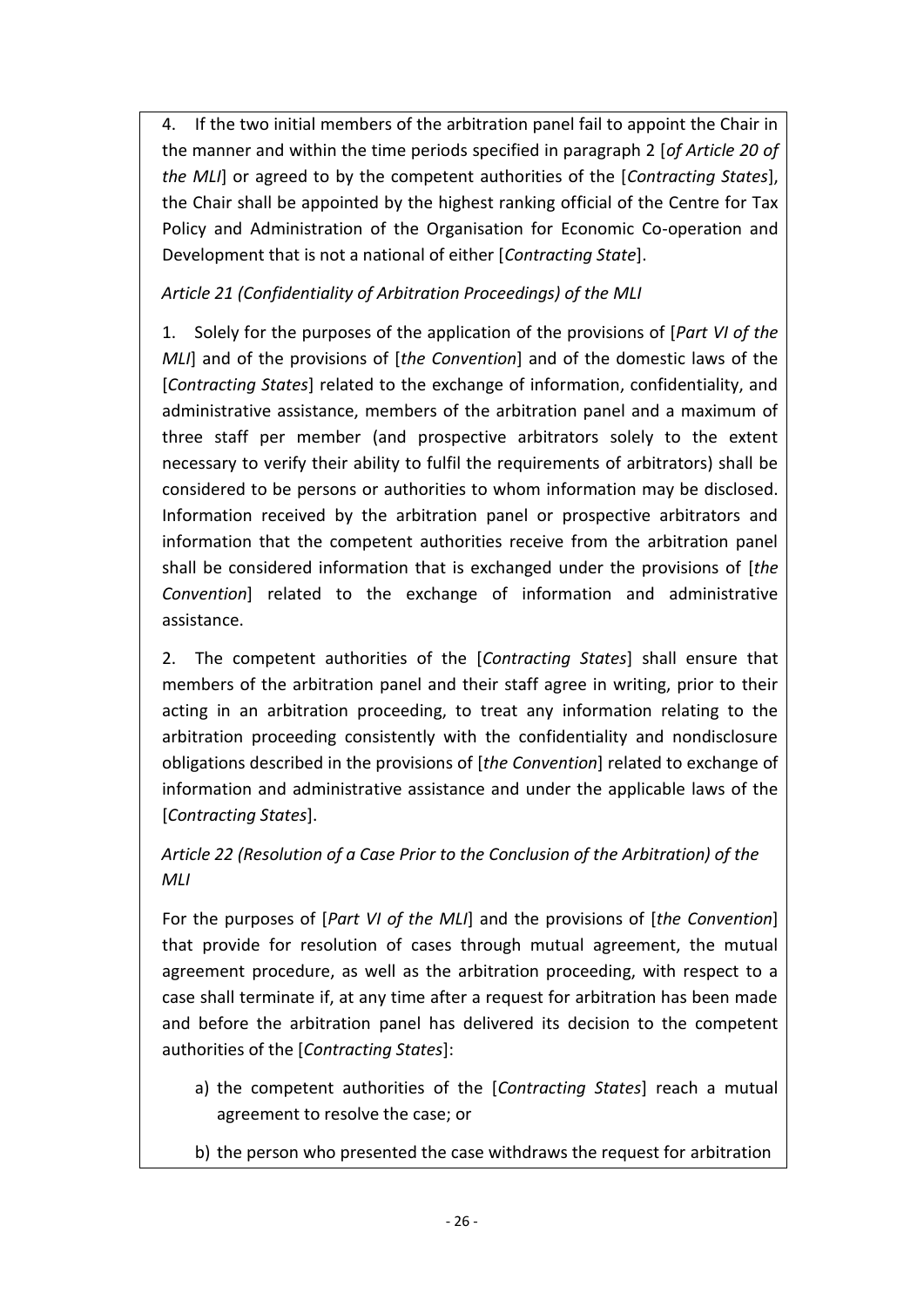4. If the two initial members of the arbitration panel fail to appoint the Chair in the manner and within the time periods specified in paragraph 2 [*of Article 20 of the MLI*] or agreed to by the competent authorities of the [*Contracting States*], the Chair shall be appointed by the highest ranking official of the Centre for Tax Policy and Administration of the Organisation for Economic Co-operation and Development that is not a national of either [*Contracting State*].

*Article 21 (Confidentiality of Arbitration Proceedings) of the MLI*

1. Solely for the purposes of the application of the provisions of [*Part VI of the MLI*] and of the provisions of [*the Convention*] and of the domestic laws of the [*Contracting States*] related to the exchange of information, confidentiality, and administrative assistance, members of the arbitration panel and a maximum of three staff per member (and prospective arbitrators solely to the extent necessary to verify their ability to fulfil the requirements of arbitrators) shall be considered to be persons or authorities to whom information may be disclosed. Information received by the arbitration panel or prospective arbitrators and information that the competent authorities receive from the arbitration panel shall be considered information that is exchanged under the provisions of [*the Convention*] related to the exchange of information and administrative assistance.

2. The competent authorities of the [*Contracting States*] shall ensure that members of the arbitration panel and their staff agree in writing, prior to their acting in an arbitration proceeding, to treat any information relating to the arbitration proceeding consistently with the confidentiality and nondisclosure obligations described in the provisions of [*the Convention*] related to exchange of information and administrative assistance and under the applicable laws of the [*Contracting States*].

*Article 22 (Resolution of a Case Prior to the Conclusion of the Arbitration) of the MLI*

For the purposes of [*Part VI of the MLI*] and the provisions of [*the Convention*] that provide for resolution of cases through mutual agreement, the mutual agreement procedure, as well as the arbitration proceeding, with respect to a case shall terminate if, at any time after a request for arbitration has been made and before the arbitration panel has delivered its decision to the competent authorities of the [*Contracting States*]:

a) the competent authorities of the [*Contracting States*] reach a mutual agreement to resolve the case; or

b) the person who presented the case withdraws the request for arbitration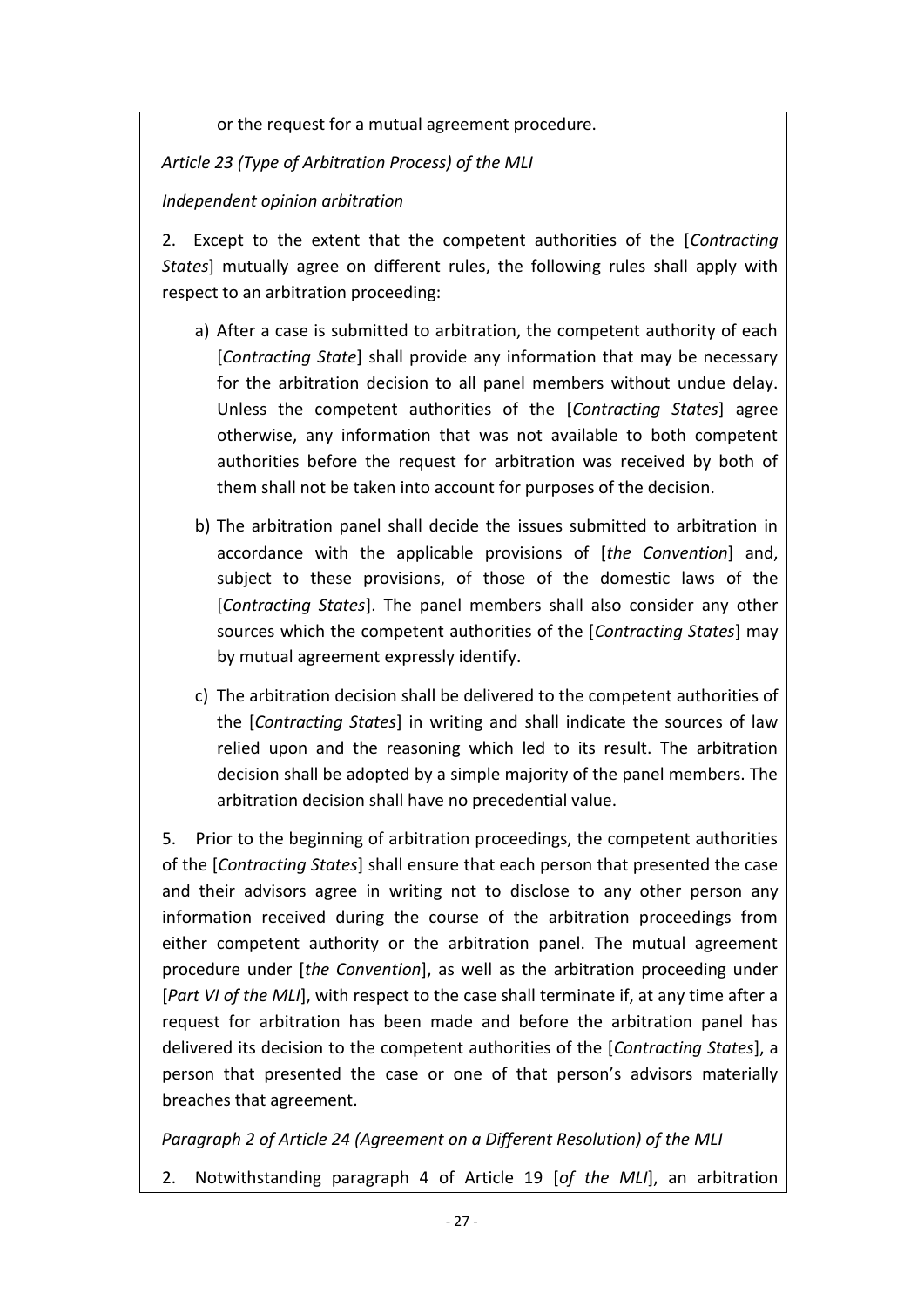or the request for a mutual agreement procedure.

*Article 23 (Type of Arbitration Process) of the MLI*

*Independent opinion arbitration*

2. Except to the extent that the competent authorities of the [*Contracting States*] mutually agree on different rules, the following rules shall apply with respect to an arbitration proceeding:

a) After a case is submitted to arbitration, the competent authority of each [*Contracting State*] shall provide any information that may be necessary for the arbitration decision to all panel members without undue delay. Unless the competent authorities of the [*Contracting States*] agree otherwise, any information that was not available to both competent authorities before the request for arbitration was received by both of them shall not be taken into account for purposes of the decision.

b) The arbitration panel shall decide the issues submitted to arbitration in accordance with the applicable provisions of [*the Convention*] and, subject to these provisions, of those of the domestic laws of the [*Contracting States*]. The panel members shall also consider any other sources which the competent authorities of the [*Contracting States*] may by mutual agreement expressly identify.

c) The arbitration decision shall be delivered to the competent authorities of the [*Contracting States*] in writing and shall indicate the sources of law relied upon and the reasoning which led to its result. The arbitration decision shall be adopted by a simple majority of the panel members. The arbitration decision shall have no precedential value.

5. Prior to the beginning of arbitration proceedings, the competent authorities of the [*Contracting States*] shall ensure that each person that presented the case and their advisors agree in writing not to disclose to any other person any information received during the course of the arbitration proceedings from either competent authority or the arbitration panel. The mutual agreement procedure under [*the Convention*], as well as the arbitration proceeding under [*Part VI of the MLI*], with respect to the case shall terminate if, at any time after a request for arbitration has been made and before the arbitration panel has delivered its decision to the competent authorities of the [*Contracting States*], a person that presented the case or one of that person's advisors materially breaches that agreement.

*Paragraph 2 of Article 24 (Agreement on a Different Resolution) of the MLI*

2. Notwithstanding paragraph 4 of Article 19 [*of the MLI*], an arbitration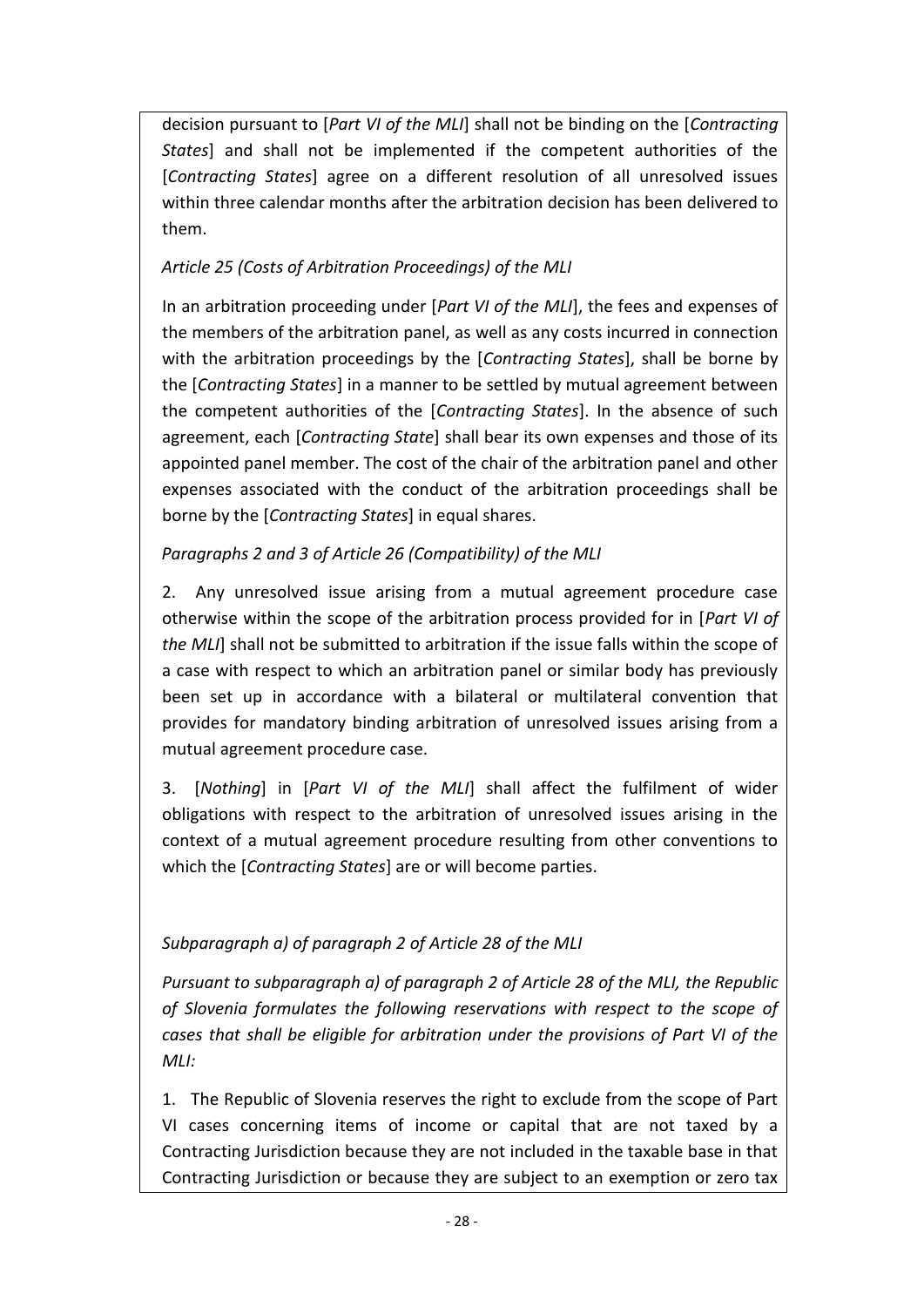decision pursuant to [*Part VI of the MLI*] shall not be binding on the [*Contracting States*] and shall not be implemented if the competent authorities of the [*Contracting States*] agree on a different resolution of all unresolved issues within three calendar months after the arbitration decision has been delivered to them.

*Article 25 (Costs of Arbitration Proceedings) of the MLI*

In an arbitration proceeding under [*Part VI of the MLI*], the fees and expenses of the members of the arbitration panel, as well as any costs incurred in connection with the arbitration proceedings by the [*Contracting States*], shall be borne by the [*Contracting States*] in a manner to be settled by mutual agreement between the competent authorities of the [*Contracting States*]. In the absence of such agreement, each [*Contracting State*] shall bear its own expenses and those of its appointed panel member. The cost of the chair of the arbitration panel and other expenses associated with the conduct of the arbitration proceedings shall be borne by the [*Contracting States*] in equal shares.

*Paragraphs 2 and 3 of Article 26 (Compatibility) of the MLI*

2. Any unresolved issue arising from a mutual agreement procedure case otherwise within the scope of the arbitration process provided for in [*Part VI of the MLI*] shall not be submitted to arbitration if the issue falls within the scope of a case with respect to which an arbitration panel or similar body has previously been set up in accordance with a bilateral or multilateral convention that provides for mandatory binding arbitration of unresolved issues arising from a mutual agreement procedure case.

3. [*Nothing*] in [*Part VI of the MLI*] shall affect the fulfilment of wider obligations with respect to the arbitration of unresolved issues arising in the context of a mutual agreement procedure resulting from other conventions to which the [*Contracting States*] are or will become parties.

*Subparagraph a) of paragraph 2 of Article 28 of the MLI*

*Pursuant to subparagraph a) of paragraph 2 of Article 28 of the MLI, the Republic of Slovenia formulates the following reservations with respect to the scope of cases that shall be eligible for arbitration under the provisions of Part VI of the MLI:*

1. The Republic of Slovenia reserves the right to exclude from the scope of Part VI cases concerning items of income or capital that are not taxed by a Contracting Jurisdiction because they are not included in the taxable base in that Contracting Jurisdiction or because they are subject to an exemption or zero tax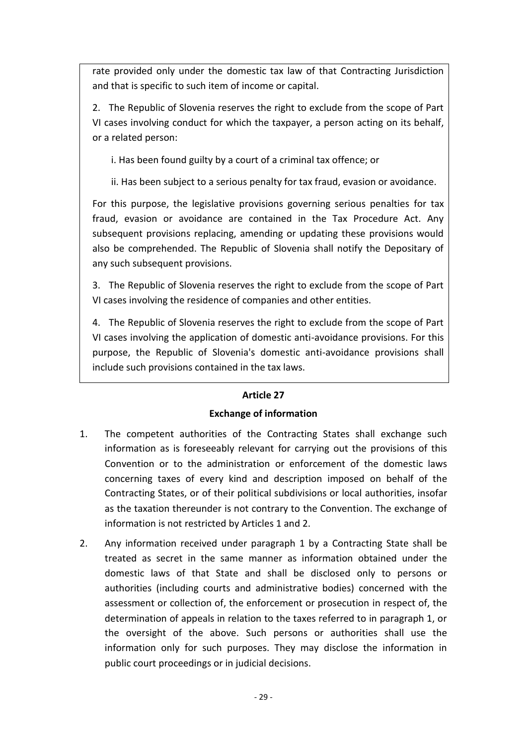rate provided only under the domestic tax law of that Contracting Jurisdiction and that is specific to such item of income or capital.

2. The Republic of Slovenia reserves the right to exclude from the scope of Part VI cases involving conduct for which the taxpayer, a person acting on its behalf, or a related person:

i. Has been found guilty by a court of a criminal tax offence; or

ii. Has been subject to a serious penalty for tax fraud, evasion or avoidance.

For this purpose, the legislative provisions governing serious penalties for tax fraud, evasion or avoidance are contained in the Tax Procedure Act. Any subsequent provisions replacing, amending or updating these provisions would also be comprehended. The Republic of Slovenia shall notify the Depositary of any such subsequent provisions.

3. The Republic of Slovenia reserves the right to exclude from the scope of Part VI cases involving the residence of companies and other entities.

4. The Republic of Slovenia reserves the right to exclude from the scope of Part VI cases involving the application of domestic anti-avoidance provisions. For this purpose, the Republic of Slovenia's domestic anti-avoidance provisions shall include such provisions contained in the tax laws.

**Article 27**

**Exchange of information**

1. The competent authorities of the Contracting States shall exchange such information as is foreseeably relevant for carrying out the provisions of this Convention or to the administration or enforcement of the domestic laws concerning taxes of every kind and description imposed on behalf of the Contracting States, or of their political subdivisions or local authorities, insofar as the taxation thereunder is not contrary to the Convention. The exchange of information is not restricted by Articles 1 and 2.

2. Any information received under paragraph 1 by a Contracting State shall be treated as secret in the same manner as information obtained under the domestic laws of that State and shall be disclosed only to persons or authorities (including courts and administrative bodies) concerned with the assessment or collection of, the enforcement or prosecution in respect of, the determination of appeals in relation to the taxes referred to in paragraph 1, or the oversight of the above. Such persons or authorities shall use the information only for such purposes. They may disclose the information in public court proceedings or in judicial decisions.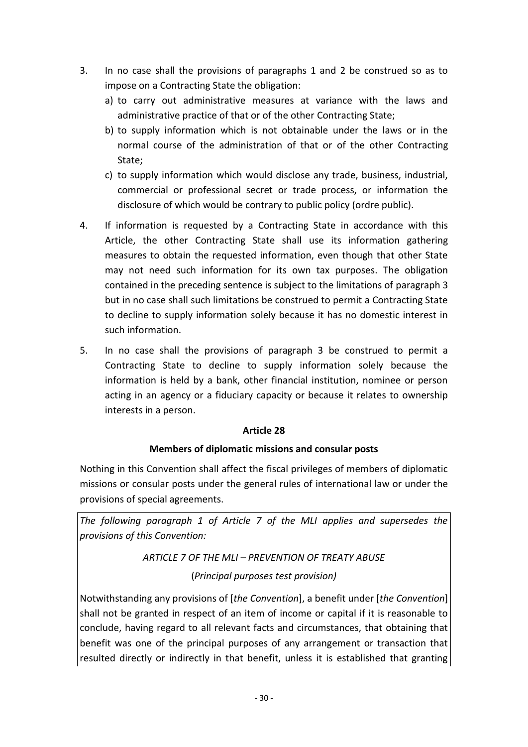3. In no case shall the provisions of paragraphs 1 and 2 be construed so as to impose on a Contracting State the obligation:
   a) to carry out administrative measures at variance with the laws and administrative practice of that or of the other Contracting State;
   b) to supply information which is not obtainable under the laws or in the normal course of the administration of that or of the other Contracting State;
   c) to supply information which would disclose any trade, business, industrial, commercial or professional secret or trade process, or information the disclosure of which would be contrary to public policy (ordre public).

4. If information is requested by a Contracting State in accordance with this Article, the other Contracting State shall use its information gathering measures to obtain the requested information, even though that other State may not need such information for its own tax purposes. The obligation contained in the preceding sentence is subject to the limitations of paragraph 3 but in no case shall such limitations be construed to permit a Contracting State to decline to supply information solely because it has no domestic interest in such information.

5. In no case shall the provisions of paragraph 3 be construed to permit a Contracting State to decline to supply information solely because the information is held by a bank, other financial institution, nominee or person acting in an agency or a fiduciary capacity or because it relates to ownership interests in a person.

**Article 28**

**Members of diplomatic missions and consular posts**

Nothing in this Convention shall affect the fiscal privileges of members of diplomatic missions or consular posts under the general rules of international law or under the provisions of special agreements.

*The following paragraph 1 of Article 7 of the MLI applies and supersedes the provisions of this Convention:*

*ARTICLE 7 OF THE MLI – PREVENTION OF TREATY ABUSE*

(*Principal purposes test provision)*

Notwithstanding any provisions of [*the Convention*], a benefit under [*the Convention*] shall not be granted in respect of an item of income or capital if it is reasonable to conclude, having regard to all relevant facts and circumstances, that obtaining that benefit was one of the principal purposes of any arrangement or transaction that resulted directly or indirectly in that benefit, unless it is established that granting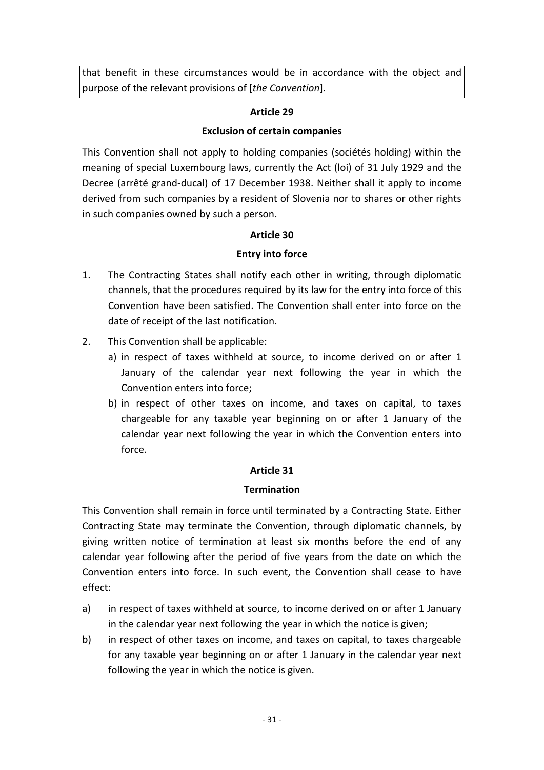that benefit in these circumstances would be in accordance with the object and purpose of the relevant provisions of [*the Convention*].

**Article 29**

**Exclusion of certain companies**

This Convention shall not apply to holding companies (sociétés holding) within the meaning of special Luxembourg laws, currently the Act (loi) of 31 July 1929 and the Decree (arrêté grand-ducal) of 17 December 1938. Neither shall it apply to income derived from such companies by a resident of Slovenia nor to shares or other rights in such companies owned by such a person.

**Article 30**

**Entry into force**

1. The Contracting States shall notify each other in writing, through diplomatic channels, that the procedures required by its law for the entry into force of this Convention have been satisfied. The Convention shall enter into force on the date of receipt of the last notification.
2. This Convention shall be applicable:
   a) in respect of taxes withheld at source, to income derived on or after 1 January of the calendar year next following the year in which the Convention enters into force;
   b) in respect of other taxes on income, and taxes on capital, to taxes chargeable for any taxable year beginning on or after 1 January of the calendar year next following the year in which the Convention enters into force.

**Article 31**

**Termination**

This Convention shall remain in force until terminated by a Contracting State. Either Contracting State may terminate the Convention, through diplomatic channels, by giving written notice of termination at least six months before the end of any calendar year following after the period of five years from the date on which the Convention enters into force. In such event, the Convention shall cease to have effect:

a) in respect of taxes withheld at source, to income derived on or after 1 January in the calendar year next following the year in which the notice is given;

b) in respect of other taxes on income, and taxes on capital, to taxes chargeable for any taxable year beginning on or after 1 January in the calendar year next following the year in which the notice is given.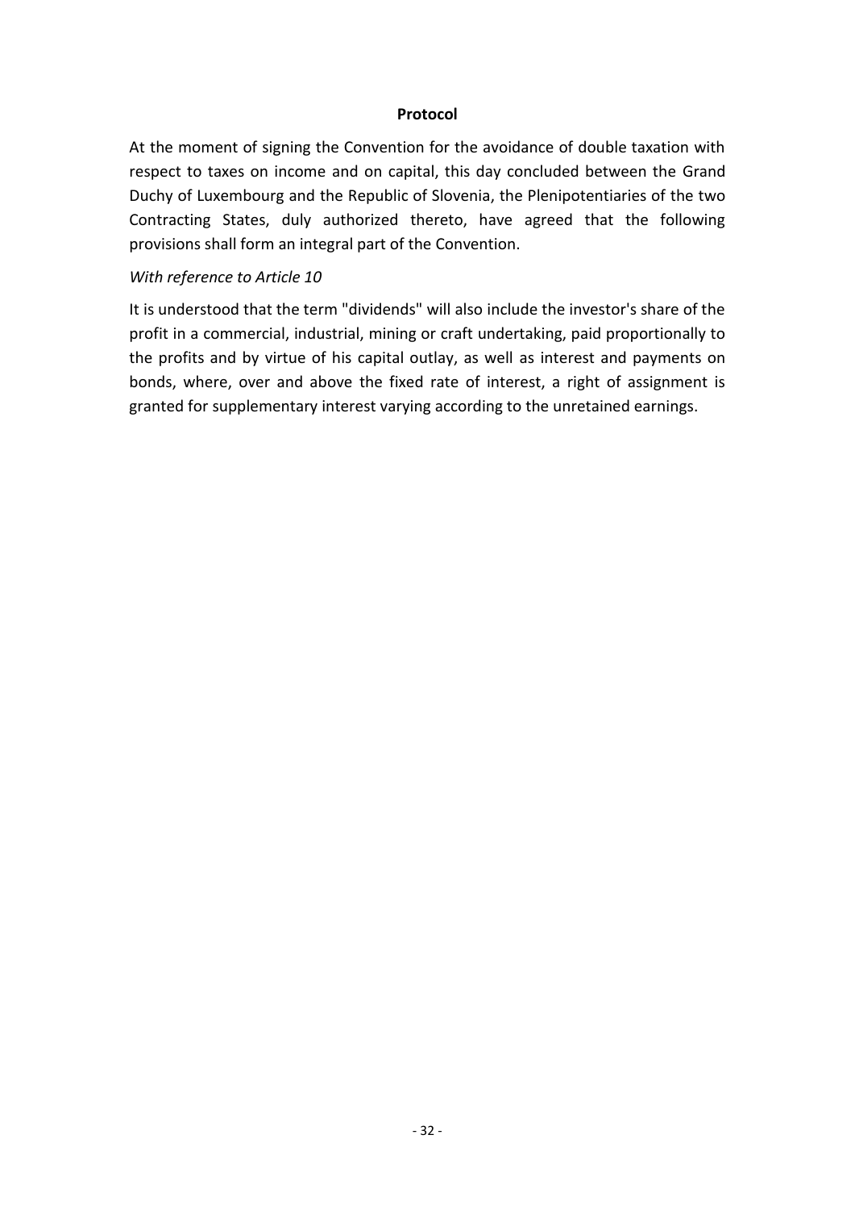**Protocol**

At the moment of signing the Convention for the avoidance of double taxation with respect to taxes on income and on capital, this day concluded between the Grand Duchy of Luxembourg and the Republic of Slovenia, the Plenipotentiaries of the two Contracting States, duly authorized thereto, have agreed that the following provisions shall form an integral part of the Convention.

*With reference to Article 10*

It is understood that the term "dividends" will also include the investor's share of the profit in a commercial, industrial, mining or craft undertaking, paid proportionally to the profits and by virtue of his capital outlay, as well as interest and payments on bonds, where, over and above the fixed rate of interest, a right of assignment is granted for supplementary interest varying according to the unretained earnings.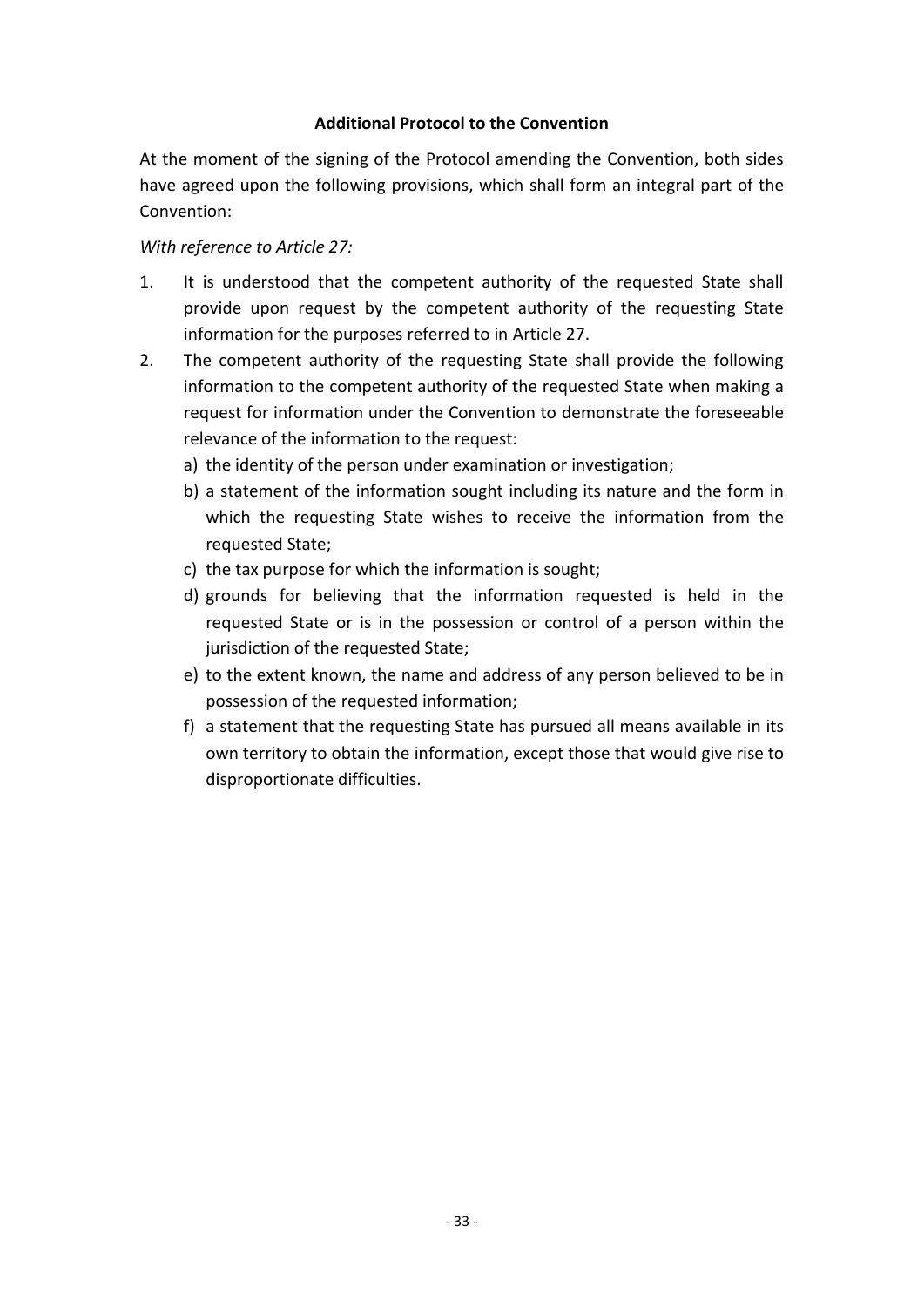**Additional Protocol to the Convention**

At the moment of the signing of the Protocol amending the Convention, both sides have agreed upon the following provisions, which shall form an integral part of the Convention:

*With reference to Article 27:*

1. It is understood that the competent authority of the requested State shall provide upon request by the competent authority of the requesting State information for the purposes referred to in Article 27.
2. The competent authority of the requesting State shall provide the following information to the competent authority of the requested State when making a request for information under the Convention to demonstrate the foreseeable relevance of the information to the request:
   a) the identity of the person under examination or investigation;
   b) a statement of the information sought including its nature and the form in which the requesting State wishes to receive the information from the requested State;
   c) the tax purpose for which the information is sought;
   d) grounds for believing that the information requested is held in the requested State or is in the possession or control of a person within the jurisdiction of the requested State;
   e) to the extent known, the name and address of any person believed to be in possession of the requested information;
   f) a statement that the requesting State has pursued all means available in its own territory to obtain the information, except those that would give rise to disproportionate difficulties.